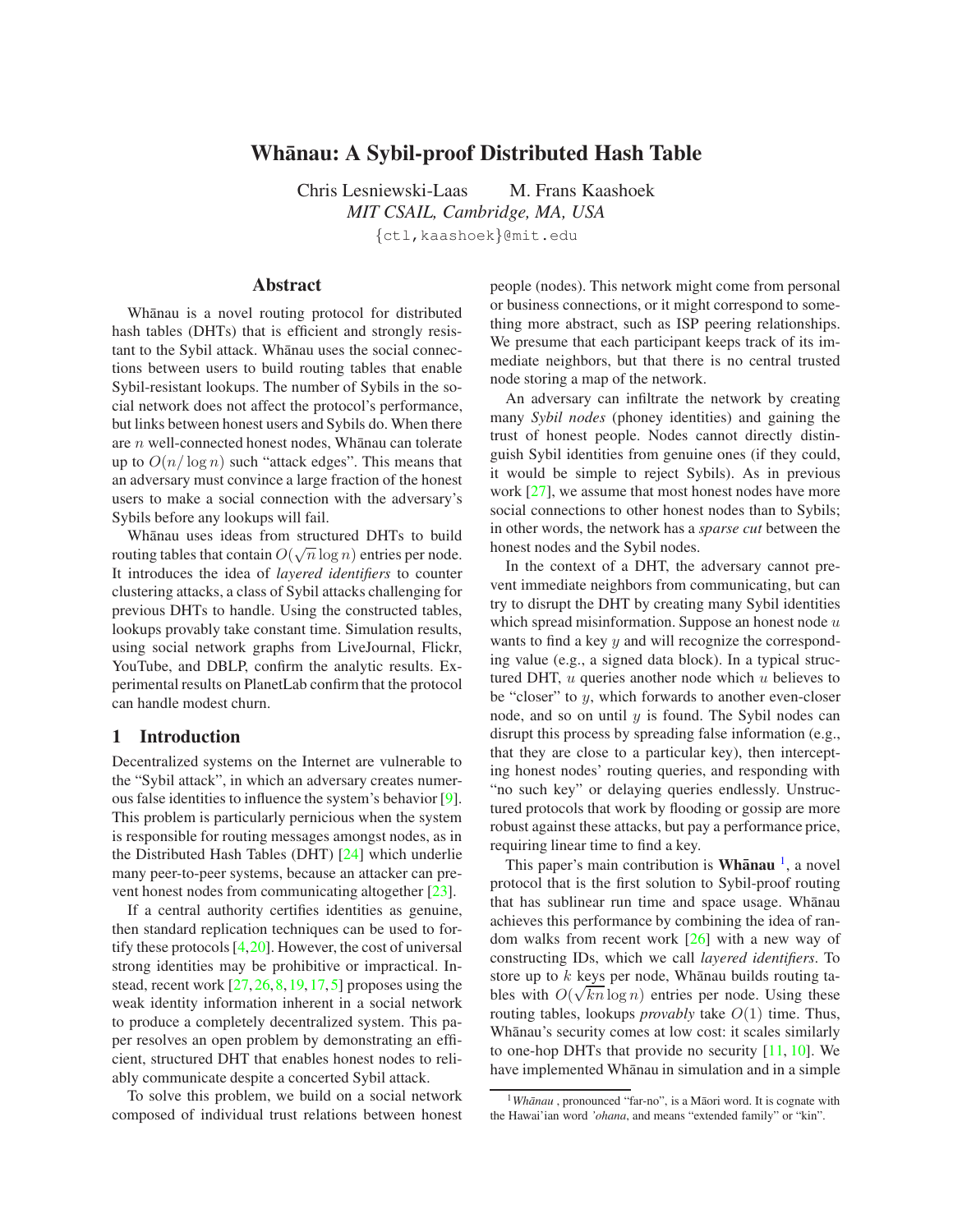# Whānau: A Sybil-proof Distributed Hash Table

Chris Lesniewski-Laas  M. Frans Kaashoek

*MIT CSAIL, Cambridge, MA, USA*

{ctl,kaashoek}@mit.edu

## Abstract

Whānau is a novel routing protocol for distributed hash tables (DHTs) that is efficient and strongly resistant to the Sybil attack. Whānau uses the social connections between users to build routing tables that enable Sybil-resistant lookups. The number of Sybils in the social network does not affect the protocol's performance, but links between honest users and Sybils do. When there are $n$ well-connected honest nodes, Whānau can tolerate up to $O(n/\log n)$ such "attack edges". This means that an adversary must convince a large fraction of the honest users to make a social connection with the adversary's Sybils before any lookups will fail.

Whānau uses ideas from structured DHTs to build routing tables that contain $O(\sqrt{n}\log n)$ entries per node. It introduces the idea of *layered identifiers* to counter clustering attacks, a class of Sybil attacks challenging for previous DHTs to handle. Using the constructed tables, lookups provably take constant time. Simulation results, using social network graphs from LiveJournal, Flickr, YouTube, and DBLP, confirm the analytic results. Experimental results on PlanetLab confirm that the protocol can handle modest churn.

## 1 Introduction

Decentralized systems on the Internet are vulnerable to the "Sybil attack", in which an adversary creates numerous false identities to influence the system's behavior [9]. This problem is particularly pernicious when the system is responsible for routing messages amongst nodes, as in the Distributed Hash Tables (DHT) [24] which underlie many peer-to-peer systems, because an attacker can prevent honest nodes from communicating altogether [23].

If a central authority certifies identities as genuine, then standard replication techniques can be used to fortify these protocols [4,20]. However, the cost of universal strong identities may be prohibitive or impractical. Instead, recent work [27,26,8,19,17,5] proposes using the weak identity information inherent in a social network to produce a completely decentralized system. This paper resolves an open problem by demonstrating an efficient, structured DHT that enables honest nodes to reliably communicate despite a concerted Sybil attack.

To solve this problem, we build on a social network composed of individual trust relations between honest people (nodes). This network might come from personal or business connections, or it might correspond to something more abstract, such as ISP peering relationships. We presume that each participant keeps track of its immediate neighbors, but that there is no central trusted node storing a map of the network.

An adversary can infiltrate the network by creating many *Sybil nodes* (phoney identities) and gaining the trust of honest people. Nodes cannot directly distinguish Sybil identities from genuine ones (if they could, it would be simple to reject Sybils). As in previous work [27], we assume that most honest nodes have more social connections to other honest nodes than to Sybils; in other words, the network has a *sparse cut* between the honest nodes and the Sybil nodes.

In the context of a DHT, the adversary cannot prevent immediate neighbors from communicating, but can try to disrupt the DHT by creating many Sybil identities which spread misinformation. Suppose an honest node $u$ wants to find a key $y$ and will recognize the corresponding value (e.g., a signed data block). In a typical structured DHT, $u$ queries another node which $u$ believes to be "closer" to $y$, which forwards to another even-closer node, and so on until $y$ is found. The Sybil nodes can disrupt this process by spreading false information (e.g., that they are close to a particular key), then intercepting honest nodes' routing queries, and responding with "no such key" or delaying queries endlessly. Unstructured protocols that work by flooding or gossip are more robust against these attacks, but pay a performance price, requiring linear time to find a key.

This paper's main contribution is **Whānau** [1], a novel protocol that is the first solution to Sybil-proof routing that has sublinear run time and space usage. Whānau achieves this performance by combining the idea of random walks from recent work [26] with a new way of constructing IDs, which we call *layered identifiers*. To store up to $k$ keys per node, Whānau builds routing tables with $O(\sqrt{kn}\log n)$ entries per node. Using these routing tables, lookups *provably* take $O(1)$ time. Thus, Whānau's security comes at low cost: it scales similarly to one-hop DHTs that provide no security [11, 10]. We have implemented Whānau in simulation and in a simple

[1] *Whānau* , pronounced "far-no", is a Māori word. It is cognate with the Hawai'ian word *'ohana*, and means "extended family" or "kin".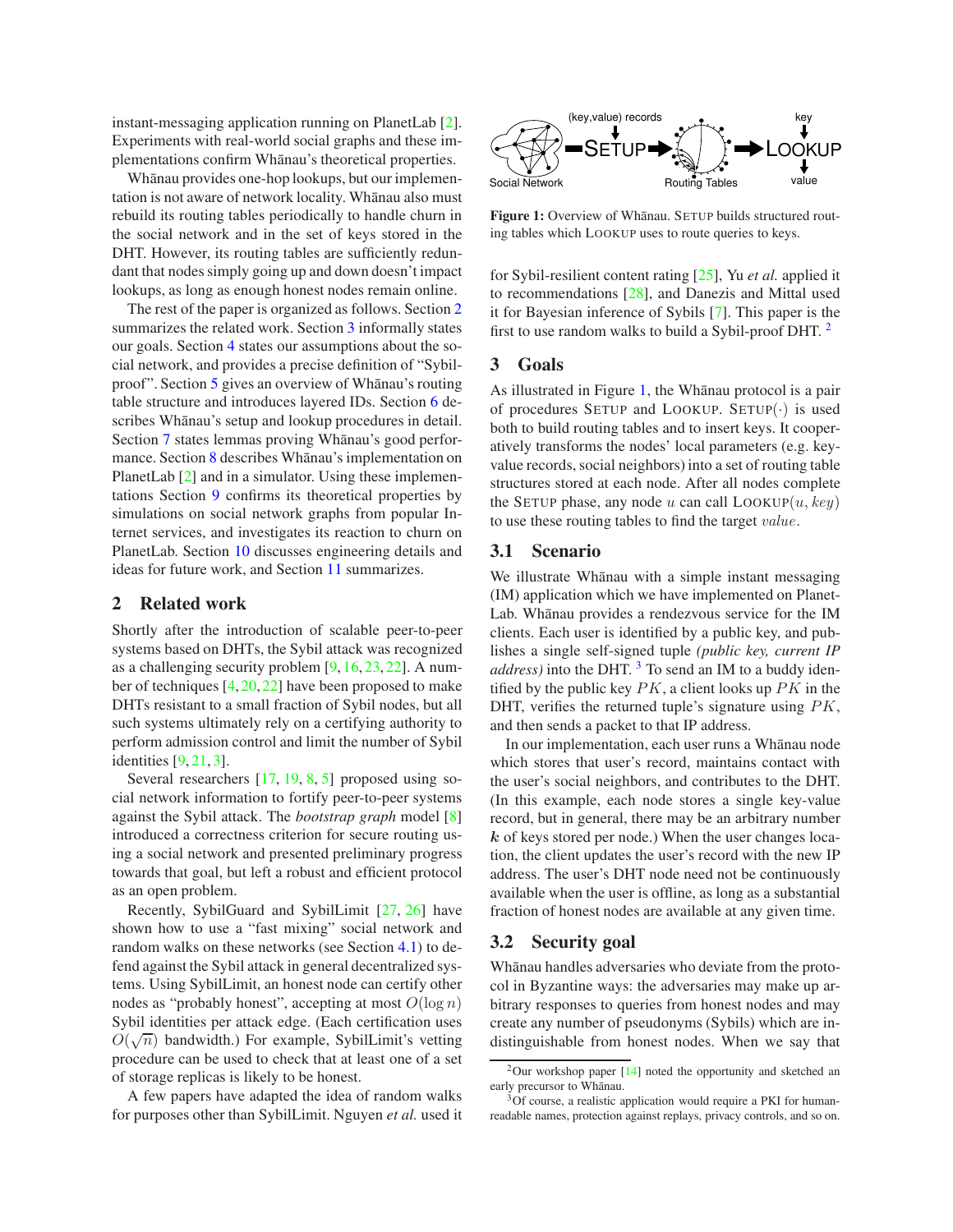instant-messaging application running on PlanetLab [2]. Experiments with real-world social graphs and these implementations confirm Whānau's theoretical properties.

Whānau provides one-hop lookups, but our implementation is not aware of network locality. Whānau also must rebuild its routing tables periodically to handle churn in the social network and in the set of keys stored in the DHT. However, its routing tables are sufficiently redundant that nodes simply going up and down doesn't impact lookups, as long as enough honest nodes remain online.

The rest of the paper is organized as follows. Section 2 summarizes the related work. Section 3 informally states our goals. Section 4 states our assumptions about the social network, and provides a precise definition of "Sybil-proof". Section 5 gives an overview of Whānau's routing table structure and introduces layered IDs. Section 6 describes Whānau's setup and lookup procedures in detail. Section 7 states lemmas proving Whānau's good performance. Section 8 describes Whānau's implementation on PlanetLab [2] and in a simulator. Using these implementations Section 9 confirms its theoretical properties by simulations on social network graphs from popular Internet services, and investigates its reaction to churn on PlanetLab. Section 10 discusses engineering details and ideas for future work, and Section 11 summarizes.

## 2 Related work

Shortly after the introduction of scalable peer-to-peer systems based on DHTs, the Sybil attack was recognized as a challenging security problem [9, 16, 23, 22]. A number of techniques [4, 20, 22] have been proposed to make DHTs resistant to a small fraction of Sybil nodes, but all such systems ultimately rely on a certifying authority to perform admission control and limit the number of Sybil identities [9, 21, 3].

Several researchers [17, 19, 8, 5] proposed using social network information to fortify peer-to-peer systems against the Sybil attack. The *bootstrap graph* model [8] introduced a correctness criterion for secure routing using a social network and presented preliminary progress towards that goal, but left a robust and efficient protocol as an open problem.

Recently, SybilGuard and SybilLimit [27, 26] have shown how to use a "fast mixing" social network and random walks on these networks (see Section 4.1) to defend against the Sybil attack in general decentralized systems. Using SybilLimit, an honest node can certify other nodes as "probably honest", accepting at most $O(\log n)$ Sybil identities per attack edge. (Each certification uses $O(\sqrt{n})$ bandwidth.) For example, SybilLimit's vetting procedure can be used to check that at least one of a set of storage replicas is likely to be honest.

A few papers have adapted the idea of random walks for purposes other than SybilLimit. Nguyen *et al.* used it for Sybil-resilient content rating [25], Yu *et al.* applied it to recommendations [28], and Danezis and Mittal used it for Bayesian inference of Sybils [7]. This paper is the first to use random walks to build a Sybil-proof DHT. [2]

Social Network → SETUP → Routing Tables → LOOKUP; (key,value) records; key; value

**Figure 1:** Overview of Whānau. SETUP builds structured routing tables which LOOKUP uses to route queries to keys.

## 3 Goals

As illustrated in Figure 1, the Whānau protocol is a pair of procedures SETUP and LOOKUP. SETUP$(\cdot)$ is used both to build routing tables and to insert keys. It cooperatively transforms the nodes' local parameters (e.g. key-value records, social neighbors) into a set of routing table structures stored at each node. After all nodes complete the SETUP phase, any node $u$ can call LOOKUP$(u, key)$ to use these routing tables to find the target $value$.

### 3.1 Scenario

We illustrate Whānau with a simple instant messaging (IM) application which we have implemented on PlanetLab. Whānau provides a rendezvous service for the IM clients. Each user is identified by a public key, and publishes a single self-signed tuple *(public key, current IP address)* into the DHT. [3] To send an IM to a buddy identified by the public key $PK$, a client looks up $PK$ in the DHT, verifies the returned tuple's signature using $PK$, and then sends a packet to that IP address.

In our implementation, each user runs a Whānau node which stores that user's record, maintains contact with the user's social neighbors, and contributes to the DHT. (In this example, each node stores a single key-value record, but in general, there may be an arbitrary number $k$ of keys stored per node.) When the user changes location, the client updates the user's record with the new IP address. The user's DHT node need not be continuously available when the user is offline, as long as a substantial fraction of honest nodes are available at any given time.

### 3.2 Security goal

Whānau handles adversaries who deviate from the protocol in Byzantine ways: the adversaries may make up arbitrary responses to queries from honest nodes and may create any number of pseudonyms (Sybils) which are indistinguishable from honest nodes. When we say that

---

[2] Our workshop paper [14] noted the opportunity and sketched an early precursor to Whānau.

[3] Of course, a realistic application would require a PKI for human-readable names, protection against replays, privacy controls, and so on.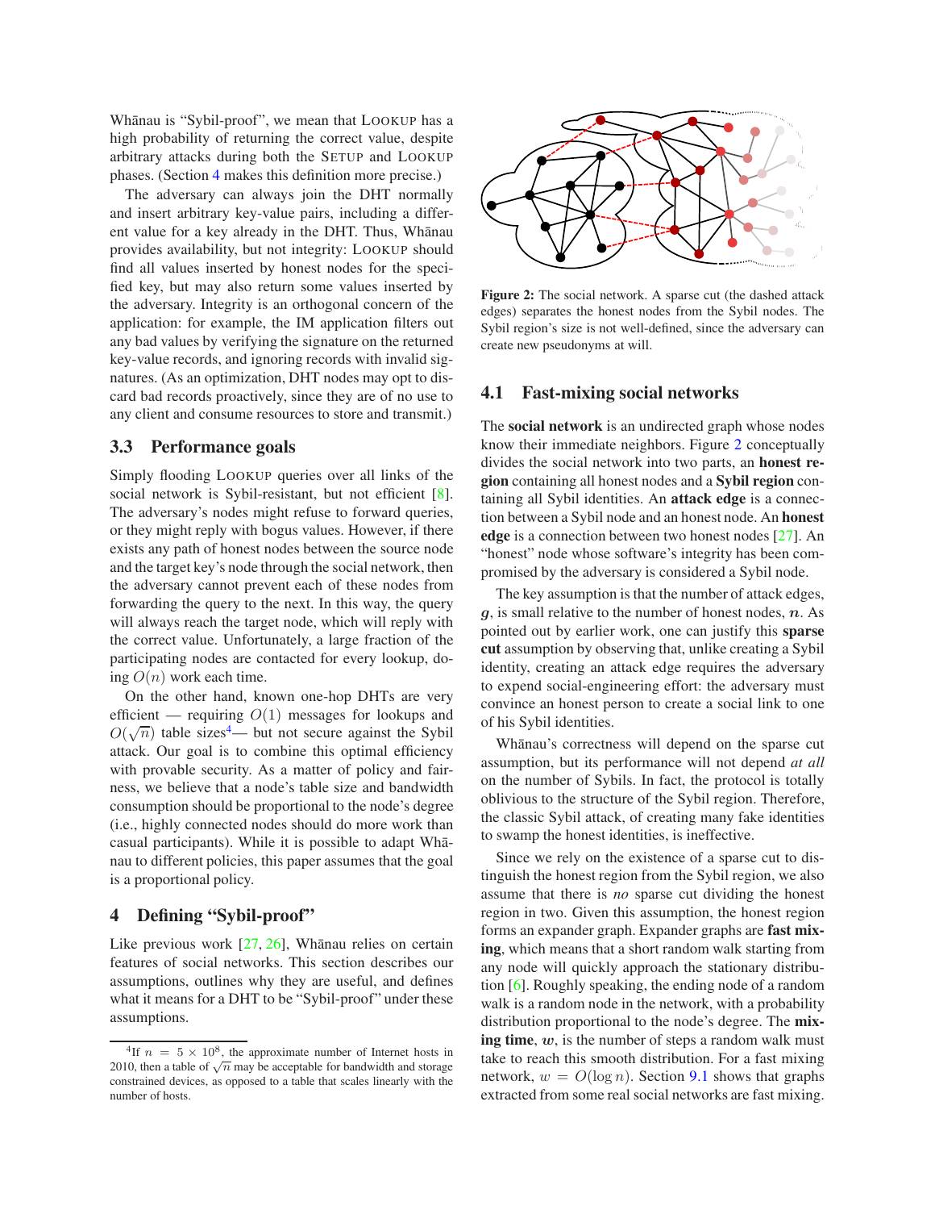Whānau is "Sybil-proof", we mean that LOOKUP has a high probability of returning the correct value, despite arbitrary attacks during both the SETUP and LOOKUP phases. (Section 4 makes this definition more precise.)

The adversary can always join the DHT normally and insert arbitrary key-value pairs, including a different value for a key already in the DHT. Thus, Whānau provides availability, but not integrity: LOOKUP should find all values inserted by honest nodes for the specified key, but may also return some values inserted by the adversary. Integrity is an orthogonal concern of the application: for example, the IM application filters out any bad values by verifying the signature on the returned key-value records, and ignoring records with invalid signatures. (As an optimization, DHT nodes may opt to discard bad records proactively, since they are of no use to any client and consume resources to store and transmit.)

### 3.3 Performance goals

Simply flooding LOOKUP queries over all links of the social network is Sybil-resistant, but not efficient [8]. The adversary's nodes might refuse to forward queries, or they might reply with bogus values. However, if there exists any path of honest nodes between the source node and the target key's node through the social network, then the adversary cannot prevent each of these nodes from forwarding the query to the next. In this way, the query will always reach the target node, which will reply with the correct value. Unfortunately, a large fraction of the participating nodes are contacted for every lookup, doing $O(n)$ work each time.

On the other hand, known one-hop DHTs are very efficient — requiring $O(1)$ messages for lookups and $O(\sqrt{n})$ table sizes[4]— but not secure against the Sybil attack. Our goal is to combine this optimal efficiency with provable security. As a matter of policy and fairness, we believe that a node's table size and bandwidth consumption should be proportional to the node's degree (i.e., highly connected nodes should do more work than casual participants). While it is possible to adapt Whānau to different policies, this paper assumes that the goal is a proportional policy.

## 4 Defining "Sybil-proof"

Like previous work [27, 26], Whānau relies on certain features of social networks. This section describes our assumptions, outlines why they are useful, and defines what it means for a DHT to be "Sybil-proof" under these assumptions.

[4] If $n = 5 \times 10^8$, the approximate number of Internet hosts in 2010, then a table of $\sqrt{n}$ may be acceptable for bandwidth and storage constrained devices, as opposed to a table that scales linearly with the number of hosts.

**Figure 2:** The social network. A sparse cut (the dashed attack edges) separates the honest nodes from the Sybil nodes. The Sybil region's size is not well-defined, since the adversary can create new pseudonyms at will.

### 4.1 Fast-mixing social networks

The **social network** is an undirected graph whose nodes know their immediate neighbors. Figure 2 conceptually divides the social network into two parts, an **honest region** containing all honest nodes and a **Sybil region** containing all Sybil identities. An **attack edge** is a connection between a Sybil node and an honest node. An **honest edge** is a connection between two honest nodes [27]. An "honest" node whose software's integrity has been compromised by the adversary is considered a Sybil node.

The key assumption is that the number of attack edges, $g$, is small relative to the number of honest nodes, $n$. As pointed out by earlier work, one can justify this **sparse cut** assumption by observing that, unlike creating a Sybil identity, creating an attack edge requires the adversary to expend social-engineering effort: the adversary must convince an honest person to create a social link to one of his Sybil identities.

Whānau's correctness will depend on the sparse cut assumption, but its performance will not depend *at all* on the number of Sybils. In fact, the protocol is totally oblivious to the structure of the Sybil region. Therefore, the classic Sybil attack, of creating many fake identities to swamp the honest identities, is ineffective.

Since we rely on the existence of a sparse cut to distinguish the honest region from the Sybil region, we also assume that there is *no* sparse cut dividing the honest region in two. Given this assumption, the honest region forms an expander graph. Expander graphs are **fast mixing**, which means that a short random walk starting from any node will quickly approach the stationary distribution [6]. Roughly speaking, the ending node of a random walk is a random node in the network, with a probability distribution proportional to the node's degree. The **mixing time**, $w$, is the number of steps a random walk must take to reach this smooth distribution. For a fast mixing network, $w = O(\log n)$. Section 9.1 shows that graphs extracted from some real social networks are fast mixing.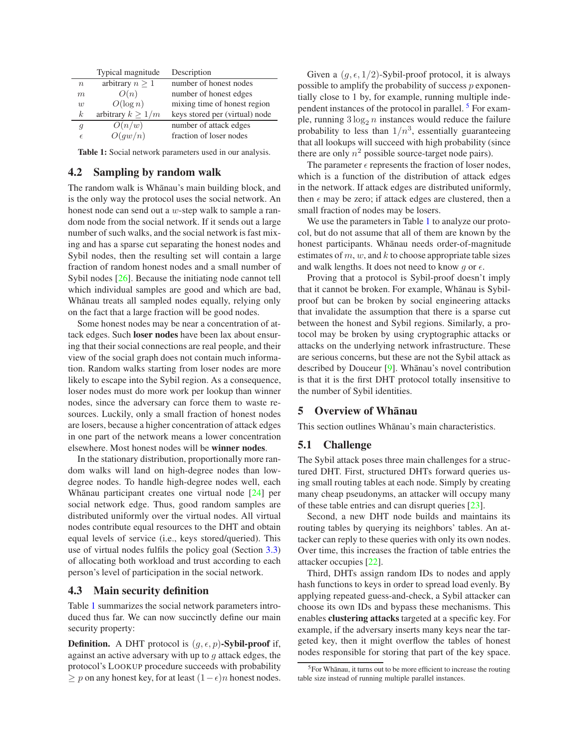| | Typical magnitude | Description |
|---|---|---|
| $n$ | arbitrary $n \geq 1$ | number of honest nodes |
| $m$ | $O(n)$ | number of honest edges |
| $w$ | $O(\log n)$ | mixing time of honest region |
| $k$ | arbitrary $k \geq 1/m$ | keys stored per (virtual) node |
| $g$ | $O(n/w)$ | number of attack edges |
| $\epsilon$ | $O(gw/n)$ | fraction of loser nodes |

**Table 1:** Social network parameters used in our analysis.

## 4.2 Sampling by random walk

The random walk is Whānau's main building block, and is the only way the protocol uses the social network. An honest node can send out a $w$-step walk to sample a random node from the social network. If it sends out a large number of such walks, and the social network is fast mixing and has a sparse cut separating the honest nodes and Sybil nodes, then the resulting set will contain a large fraction of random honest nodes and a small number of Sybil nodes [26]. Because the initiating node cannot tell which individual samples are good and which are bad, Whānau treats all sampled nodes equally, relying only on the fact that a large fraction will be good nodes.

Some honest nodes may be near a concentration of attack edges. Such **loser nodes** have been lax about ensuring that their social connections are real people, and their view of the social graph does not contain much information. Random walks starting from loser nodes are more likely to escape into the Sybil region. As a consequence, loser nodes must do more work per lookup than winner nodes, since the adversary can force them to waste resources. Luckily, only a small fraction of honest nodes are losers, because a higher concentration of attack edges in one part of the network means a lower concentration elsewhere. Most honest nodes will be **winner nodes**.

In the stationary distribution, proportionally more random walks will land on high-degree nodes than low-degree nodes. To handle high-degree nodes well, each Whānau participant creates one virtual node [24] per social network edge. Thus, good random samples are distributed uniformly over the virtual nodes. All virtual nodes contribute equal resources to the DHT and obtain equal levels of service (i.e., keys stored/queried). This use of virtual nodes fulfils the policy goal (Section 3.3) of allocating both workload and trust according to each person's level of participation in the social network.

## 4.3 Main security definition

Table 1 summarizes the social network parameters introduced thus far. We can now succinctly define our main security property:

**Definition.** A DHT protocol is $(g, \epsilon, p)$**-Sybil-proof** if, against an active adversary with up to $g$ attack edges, the protocol's LOOKUP procedure succeeds with probability $\geq p$ on any honest key, for at least $(1-\epsilon)n$ honest nodes.

Given a $(g, \epsilon, 1/2)$-Sybil-proof protocol, it is always possible to amplify the probability of success $p$ exponentially close to 1 by, for example, running multiple independent instances of the protocol in parallel. [5] For example, running $3 \log_2 n$ instances would reduce the failure probability to less than $1/n^3$, essentially guaranteeing that all lookups will succeed with high probability (since there are only $n^2$ possible source-target node pairs).

The parameter $\epsilon$ represents the fraction of loser nodes, which is a function of the distribution of attack edges in the network. If attack edges are distributed uniformly, then $\epsilon$ may be zero; if attack edges are clustered, then a small fraction of nodes may be losers.

We use the parameters in Table 1 to analyze our protocol, but do not assume that all of them are known by the honest participants. Whānau needs order-of-magnitude estimates of $m$, $w$, and $k$ to choose appropriate table sizes and walk lengths. It does not need to know $g$ or $\epsilon$.

Proving that a protocol is Sybil-proof doesn't imply that it cannot be broken. For example, Whānau is Sybil-proof but can be broken by social engineering attacks that invalidate the assumption that there is a sparse cut between the honest and Sybil regions. Similarly, a protocol may be broken by using cryptographic attacks or attacks on the underlying network infrastructure. These are serious concerns, but these are not the Sybil attack as described by Douceur [9]. Whānau's novel contribution is that it is the first DHT protocol totally insensitive to the number of Sybil identities.

# 5 Overview of Whānau

This section outlines Whānau's main characteristics.

## 5.1 Challenge

The Sybil attack poses three main challenges for a structured DHT. First, structured DHTs forward queries using small routing tables at each node. Simply by creating many cheap pseudonyms, an attacker will occupy many of these table entries and can disrupt queries [23].

Second, a new DHT node builds and maintains its routing tables by querying its neighbors' tables. An attacker can reply to these queries with only its own nodes. Over time, this increases the fraction of table entries the attacker occupies [22].

Third, DHTs assign random IDs to nodes and apply hash functions to keys in order to spread load evenly. By applying repeated guess-and-check, a Sybil attacker can choose its own IDs and bypass these mechanisms. This enables **clustering attacks** targeted at a specific key. For example, if the adversary inserts many keys near the targeted key, then it might overflow the tables of honest nodes responsible for storing that part of the key space.

[5] For Whānau, it turns out to be more efficient to increase the routing table size instead of running multiple parallel instances.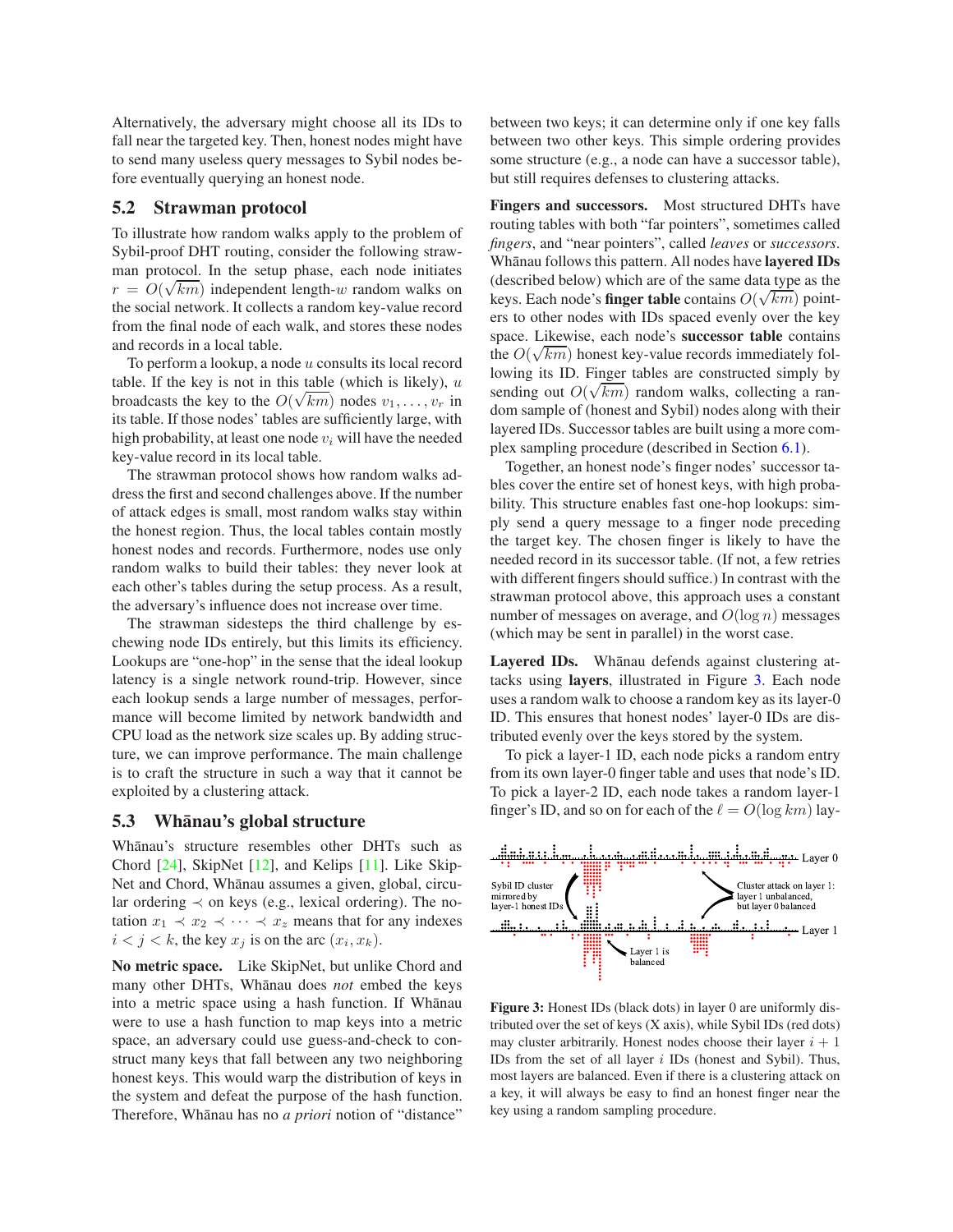Alternatively, the adversary might choose all its IDs to fall near the targeted key. Then, honest nodes might have to send many useless query messages to Sybil nodes before eventually querying an honest node.

## 5.2 Strawman protocol

To illustrate how random walks apply to the problem of Sybil-proof DHT routing, consider the following strawman protocol. In the setup phase, each node initiates $r = O(\sqrt{km})$ independent length-$w$ random walks on the social network. It collects a random key-value record from the final node of each walk, and stores these nodes and records in a local table.

To perform a lookup, a node $u$ consults its local record table. If the key is not in this table (which is likely), $u$ broadcasts the key to the $O(\sqrt{km})$ nodes $v_1, \ldots, v_r$ in its table. If those nodes' tables are sufficiently large, with high probability, at least one node $v_i$ will have the needed key-value record in its local table.

The strawman protocol shows how random walks address the first and second challenges above. If the number of attack edges is small, most random walks stay within the honest region. Thus, the local tables contain mostly honest nodes and records. Furthermore, nodes use only random walks to build their tables: they never look at each other's tables during the setup process. As a result, the adversary's influence does not increase over time.

The strawman sidesteps the third challenge by eschewing node IDs entirely, but this limits its efficiency. Lookups are "one-hop" in the sense that the ideal lookup latency is a single network round-trip. However, since each lookup sends a large number of messages, performance will become limited by network bandwidth and CPU load as the network size scales up. By adding structure, we can improve performance. The main challenge is to craft the structure in such a way that it cannot be exploited by a clustering attack.

## 5.3 Whānau's global structure

Whānau's structure resembles other DHTs such as Chord [24], SkipNet [12], and Kelips [11]. Like SkipNet and Chord, Whānau assumes a given, global, circular ordering $\prec$ on keys (e.g., lexical ordering). The notation $x_1 \prec x_2 \prec \cdots \prec x_z$ means that for any indexes $i < j < k$, the key $x_j$ is on the arc $(x_i, x_k)$.

**No metric space.** Like SkipNet, but unlike Chord and many other DHTs, Whānau does *not* embed the keys into a metric space using a hash function. If Whānau were to use a hash function to map keys into a metric space, an adversary could use guess-and-check to construct many keys that fall between any two neighboring honest keys. This would warp the distribution of keys in the system and defeat the purpose of the hash function. Therefore, Whānau has no *a priori* notion of "distance" between two keys; it can determine only if one key falls between two other keys. This simple ordering provides some structure (e.g., a node can have a successor table), but still requires defenses to clustering attacks.

**Fingers and successors.** Most structured DHTs have routing tables with both "far pointers", sometimes called *fingers*, and "near pointers", called *leaves* or *successors*. Whānau follows this pattern. All nodes have **layered IDs** (described below) which are of the same data type as the keys. Each node's **finger table** contains $O(\sqrt{km})$ pointers to other nodes with IDs spaced evenly over the key space. Likewise, each node's **successor table** contains the $O(\sqrt{km})$ honest key-value records immediately following its ID. Finger tables are constructed simply by sending out $O(\sqrt{km})$ random walks, collecting a random sample of (honest and Sybil) nodes along with their layered IDs. Successor tables are built using a more complex sampling procedure (described in Section 6.1).

Together, an honest node's finger nodes' successor tables cover the entire set of honest keys, with high probability. This structure enables fast one-hop lookups: simply send a query message to a finger node preceding the target key. The chosen finger is likely to have the needed record in its successor table. (If not, a few retries with different fingers should suffice.) In contrast with the strawman protocol above, this approach uses a constant number of messages on average, and $O(\log n)$ messages (which may be sent in parallel) in the worst case.

**Layered IDs.** Whānau defends against clustering attacks using **layers**, illustrated in Figure 3. Each node uses a random walk to choose a random key as its layer-0 ID. This ensures that honest nodes' layer-0 IDs are distributed evenly over the keys stored by the system.

To pick a layer-1 ID, each node picks a random entry from its own layer-0 finger table and uses that node's ID. To pick a layer-2 ID, each node takes a random layer-1 finger's ID, and so on for each of the $\ell = O(\log km)$ lay-

**Figure 3:** Honest IDs (black dots) in layer 0 are uniformly distributed over the set of keys (X axis), while Sybil IDs (red dots) may cluster arbitrarily. Honest nodes choose their layer $i + 1$ IDs from the set of all layer $i$ IDs (honest and Sybil). Thus, most layers are balanced. Even if there is a clustering attack on a key, it will always be easy to find an honest finger near the key using a random sampling procedure.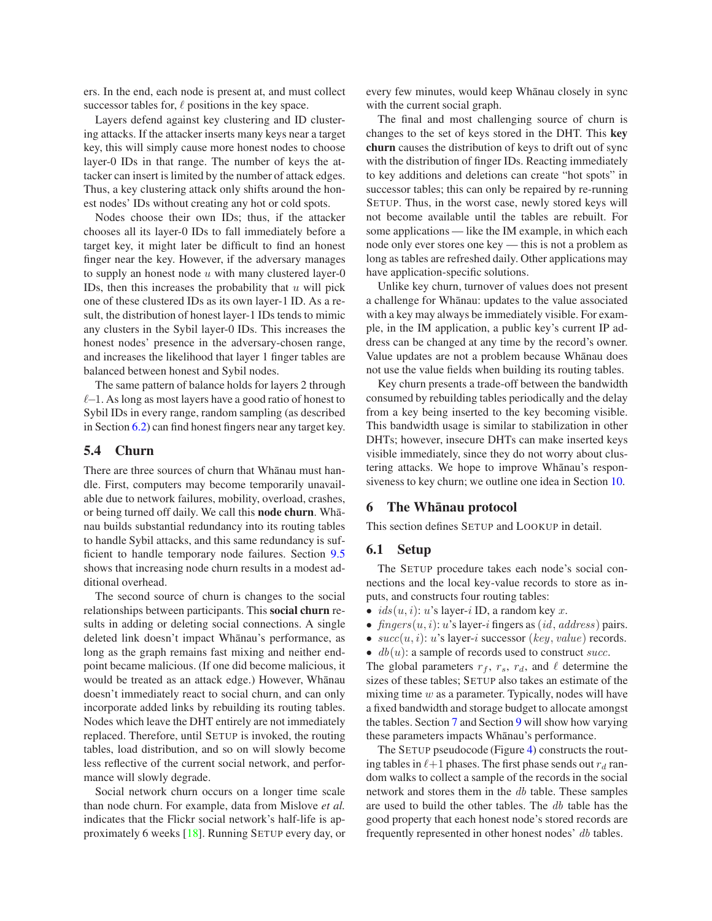ers. In the end, each node is present at, and must collect successor tables for, $\ell$ positions in the key space.

Layers defend against key clustering and ID clustering attacks. If the attacker inserts many keys near a target key, this will simply cause more honest nodes to choose layer-0 IDs in that range. The number of keys the attacker can insert is limited by the number of attack edges. Thus, a key clustering attack only shifts around the honest nodes' IDs without creating any hot or cold spots.

Nodes choose their own IDs; thus, if the attacker chooses all its layer-0 IDs to fall immediately before a target key, it might later be difficult to find an honest finger near the key. However, if the adversary manages to supply an honest node $u$ with many clustered layer-0 IDs, then this increases the probability that $u$ will pick one of these clustered IDs as its own layer-1 ID. As a result, the distribution of honest layer-1 IDs tends to mimic any clusters in the Sybil layer-0 IDs. This increases the honest nodes' presence in the adversary-chosen range, and increases the likelihood that layer 1 finger tables are balanced between honest and Sybil nodes.

The same pattern of balance holds for layers 2 through $\ell$–1. As long as most layers have a good ratio of honest to Sybil IDs in every range, random sampling (as described in Section 6.2) can find honest fingers near any target key.

### 5.4 Churn

There are three sources of churn that Whānau must handle. First, computers may become temporarily unavailable due to network failures, mobility, overload, crashes, or being turned off daily. We call this **node churn**. Whānau builds substantial redundancy into its routing tables to handle Sybil attacks, and this same redundancy is sufficient to handle temporary node failures. Section 9.5 shows that increasing node churn results in a modest additional overhead.

The second source of churn is changes to the social relationships between participants. This **social churn** results in adding or deleting social connections. A single deleted link doesn't impact Whānau's performance, as long as the graph remains fast mixing and neither endpoint became malicious. (If one did become malicious, it would be treated as an attack edge.) However, Whānau doesn't immediately react to social churn, and can only incorporate added links by rebuilding its routing tables. Nodes which leave the DHT entirely are not immediately replaced. Therefore, until SETUP is invoked, the routing tables, load distribution, and so on will slowly become less reflective of the current social network, and performance will slowly degrade.

Social network churn occurs on a longer time scale than node churn. For example, data from Mislove *et al.* indicates that the Flickr social network's half-life is approximately 6 weeks [18]. Running SETUP every day, or every few minutes, would keep Whānau closely in sync with the current social graph.

The final and most challenging source of churn is changes to the set of keys stored in the DHT. This **key churn** causes the distribution of keys to drift out of sync with the distribution of finger IDs. Reacting immediately to key additions and deletions can create "hot spots" in successor tables; this can only be repaired by re-running SETUP. Thus, in the worst case, newly stored keys will not become available until the tables are rebuilt. For some applications — like the IM example, in which each node only ever stores one key — this is not a problem as long as tables are refreshed daily. Other applications may have application-specific solutions.

Unlike key churn, turnover of values does not present a challenge for Whānau: updates to the value associated with a key may always be immediately visible. For example, in the IM application, a public key's current IP address can be changed at any time by the record's owner. Value updates are not a problem because Whānau does not use the value fields when building its routing tables.

Key churn presents a trade-off between the bandwidth consumed by rebuilding tables periodically and the delay from a key being inserted to the key becoming visible. This bandwidth usage is similar to stabilization in other DHTs; however, insecure DHTs can make inserted keys visible immediately, since they do not worry about clustering attacks. We hope to improve Whānau's responsiveness to key churn; we outline one idea in Section 10.

## 6 The Whānau protocol

This section defines SETUP and LOOKUP in detail.

### 6.1 Setup

The SETUP procedure takes each node's social connections and the local key-value records to store as inputs, and constructs four routing tables:

- $ids(u, i)$: $u$'s layer-$i$ ID, a random key $x$.
- $fingers(u, i)$: $u$'s layer-$i$ fingers as $(id, address)$ pairs.
- $succ(u, i)$: $u$'s layer-$i$ successor $(key, value)$ records.
- $db(u)$: a sample of records used to construct $succ$.

The global parameters $r_f$, $r_s$, $r_d$, and $\ell$ determine the sizes of these tables; SETUP also takes an estimate of the mixing time $w$ as a parameter. Typically, nodes will have a fixed bandwidth and storage budget to allocate amongst the tables. Section 7 and Section 9 will show how varying these parameters impacts Whānau's performance.

The SETUP pseudocode (Figure 4) constructs the routing tables in $\ell$+1 phases. The first phase sends out $r_d$ random walks to collect a sample of the records in the social network and stores them in the $db$ table. These samples are used to build the other tables. The $db$ table has the good property that each honest node's stored records are frequently represented in other honest nodes' $db$ tables.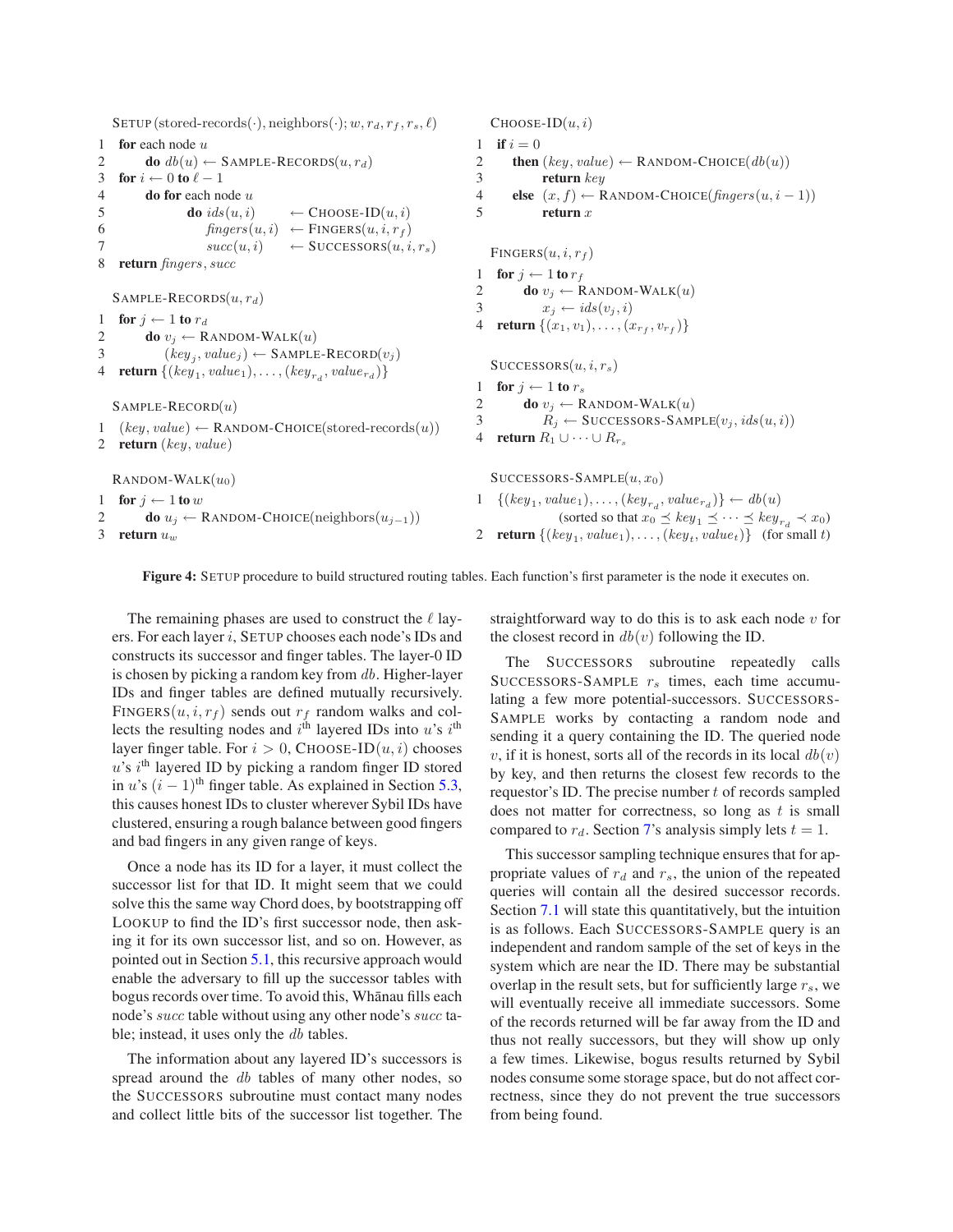```
SETUP(stored-records(·), neighbors(·); w, r_d, r_f, r_s, ℓ)
1  for each node u
2      do db(u) ← SAMPLE-RECORDS(u, r_d)
3  for i ← 0 to ℓ − 1
4      do for each node u
5             do ids(u, i)     ← CHOOSE-ID(u, i)
6                fingers(u, i) ← FINGERS(u, i, r_f)
7                succ(u, i)    ← SUCCESSORS(u, i, r_s)
8  return fingers, succ

SAMPLE-RECORDS(u, r_d)
1  for j ← 1 to r_d
2      do v_j ← RANDOM-WALK(u)
3         (key_j, value_j) ← SAMPLE-RECORD(v_j)
4  return {(key_1, value_1), ..., (key_{r_d}, value_{r_d})}

SAMPLE-RECORD(u)
1  (key, value) ← RANDOM-CHOICE(stored-records(u))
2  return (key, value)

RANDOM-WALK(u_0)
1  for j ← 1 to w
2      do u_j ← RANDOM-CHOICE(neighbors(u_{j−1}))
3  return u_w

CHOOSE-ID(u, i)
1  if i = 0
2     then (key, value) ← RANDOM-CHOICE(db(u))
3          return key
4     else (x, f) ← RANDOM-CHOICE(fingers(u, i − 1))
5          return x

FINGERS(u, i, r_f)
1  for j ← 1 to r_f
2      do v_j ← RANDOM-WALK(u)
3         x_j ← ids(v_j, i)
4  return {(x_1, v_1), ..., (x_{r_f}, v_{r_f})}

SUCCESSORS(u, i, r_s)
1  for j ← 1 to r_s
2      do v_j ← RANDOM-WALK(u)
3         R_j ← SUCCESSORS-SAMPLE(v_j, ids(u, i))
4  return R_1 ∪ ··· ∪ R_{r_s}

SUCCESSORS-SAMPLE(u, x_0)
1  {(key_1, value_1), ..., (key_{r_d}, value_{r_d})} ← db(u)
        (sorted so that x_0 ⪯ key_1 ⪯ ··· ⪯ key_{r_d} ≺ x_0)
2  return {(key_1, value_1), ..., (key_t, value_t)}   (for small t)
```

**Figure 4:** SETUP procedure to build structured routing tables. Each function's first parameter is the node it executes on.

The remaining phases are used to construct the $\ell$ layers. For each layer $i$, SETUP chooses each node's IDs and constructs its successor and finger tables. The layer-0 ID is chosen by picking a random key from $db$. Higher-layer IDs and finger tables are defined mutually recursively. FINGERS$(u, i, r_f)$ sends out $r_f$ random walks and collects the resulting nodes and $i^{\text{th}}$ layered IDs into $u$'s $i^{\text{th}}$ layer finger table. For $i > 0$, CHOOSE-ID$(u, i)$ chooses $u$'s $i^{\text{th}}$ layered ID by picking a random finger ID stored in $u$'s $(i-1)^{\text{th}}$ finger table. As explained in Section 5.3, this causes honest IDs to cluster wherever Sybil IDs have clustered, ensuring a rough balance between good fingers and bad fingers in any given range of keys.

Once a node has its ID for a layer, it must collect the successor list for that ID. It might seem that we could solve this the same way Chord does, by bootstrapping off LOOKUP to find the ID's first successor node, then asking it for its own successor list, and so on. However, as pointed out in Section 5.1, this recursive approach would enable the adversary to fill up the successor tables with bogus records over time. To avoid this, Whānau fills each node's *succ* table without using any other node's *succ* table; instead, it uses only the *db* tables.

The information about any layered ID's successors is spread around the *db* tables of many other nodes, so the SUCCESSORS subroutine must contact many nodes and collect little bits of the successor list together. The straightforward way to do this is to ask each node $v$ for the closest record in $db(v)$ following the ID.

The SUCCESSORS subroutine repeatedly calls SUCCESSORS-SAMPLE $r_s$ times, each time accumulating a few more potential-successors. SUCCESSORS-SAMPLE works by contacting a random node and sending it a query containing the ID. The queried node $v$, if it is honest, sorts all of the records in its local $db(v)$ by key, and then returns the closest few records to the requestor's ID. The precise number $t$ of records sampled does not matter for correctness, so long as $t$ is small compared to $r_d$. Section 7's analysis simply lets $t = 1$.

This successor sampling technique ensures that for appropriate values of $r_d$ and $r_s$, the union of the repeated queries will contain all the desired successor records. Section 7.1 will state this quantitatively, but the intuition is as follows. Each SUCCESSORS-SAMPLE query is an independent and random sample of the set of keys in the system which are near the ID. There may be substantial overlap in the result sets, but for sufficiently large $r_s$, we will eventually receive all immediate successors. Some of the records returned will be far away from the ID and thus not really successors, but they will show up only a few times. Likewise, bogus results returned by Sybil nodes consume some storage space, but do not affect correctness, since they do not prevent the true successors from being found.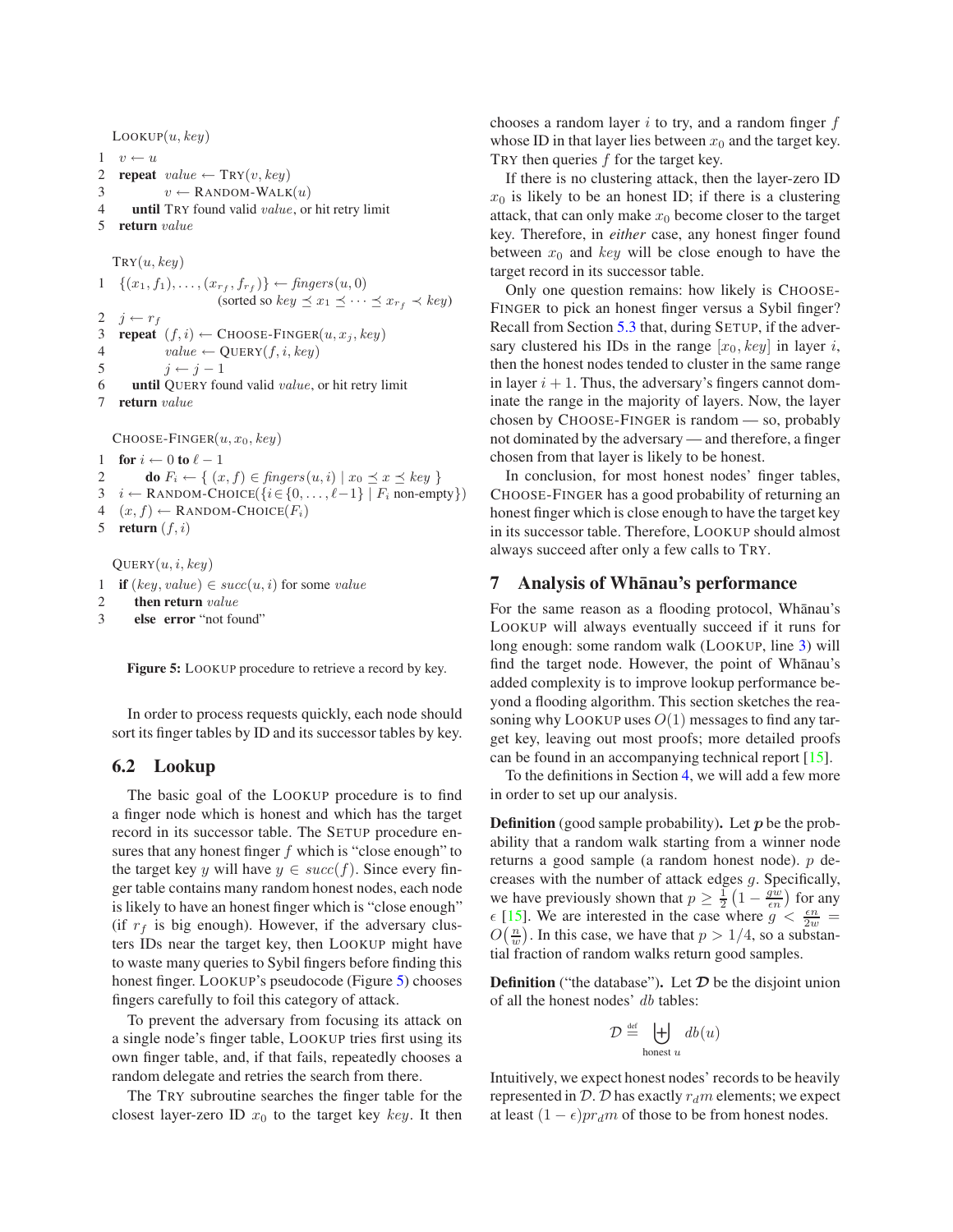```
LOOKUP(u, key)
1  v ← u
2  repeat  value ← TRY(v, key)
3          v ← RANDOM-WALK(u)
4     until TRY found valid value, or hit retry limit
5  return value

TRY(u, key)
1  {(x_1, f_1), ..., (x_{r_f}, f_{r_f})} ← fingers(u, 0)
                  (sorted so key ⪯ x_1 ⪯ ··· ⪯ x_{r_f} ≺ key)
2  j ← r_f
3  repeat  (f, i) ← CHOOSE-FINGER(u, x_j, key)
4          value ← QUERY(f, i, key)
5          j ← j − 1
6     until QUERY found valid value, or hit retry limit
7  return value

CHOOSE-FINGER(u, x_0, key)
1  for i ← 0 to ℓ − 1
2      do F_i ← { (x, f) ∈ fingers(u, i) | x_0 ⪯ x ⪯ key }
3  i ← RANDOM-CHOICE({i ∈ {0, ..., ℓ−1} | F_i non-empty})
4  (x, f) ← RANDOM-CHOICE(F_i)
5  return (f, i)

QUERY(u, i, key)
1  if (key, value) ∈ succ(u, i) for some value
2     then return value
3     else error "not found"
```

**Figure 5:** LOOKUP procedure to retrieve a record by key.

In order to process requests quickly, each node should sort its finger tables by ID and its successor tables by key.

## 6.2 Lookup

The basic goal of the LOOKUP procedure is to find a finger node which is honest and which has the target record in its successor table. The SETUP procedure ensures that any honest finger $f$ which is "close enough" to the target key $y$ will have $y \in succ(f)$. Since every finger table contains many random honest nodes, each node is likely to have an honest finger which is "close enough" (if $r_f$ is big enough). However, if the adversary clusters IDs near the target key, then LOOKUP might have to waste many queries to Sybil fingers before finding this honest finger. LOOKUP's pseudocode (Figure 5) chooses fingers carefully to foil this category of attack.

To prevent the adversary from focusing its attack on a single node's finger table, LOOKUP tries first using its own finger table, and, if that fails, repeatedly chooses a random delegate and retries the search from there.

The TRY subroutine searches the finger table for the closest layer-zero ID $x_0$ to the target key $key$. It then chooses a random layer $i$ to try, and a random finger $f$ whose ID in that layer lies between $x_0$ and the target key. TRY then queries $f$ for the target key.

If there is no clustering attack, then the layer-zero ID $x_0$ is likely to be an honest ID; if there is a clustering attack, that can only make $x_0$ become closer to the target key. Therefore, in *either* case, any honest finger found between $x_0$ and $key$ will be close enough to have the target record in its successor table.

Only one question remains: how likely is CHOOSE-FINGER to pick an honest finger versus a Sybil finger? Recall from Section 5.3 that, during SETUP, if the adversary clustered his IDs in the range $[x_0, key]$ in layer $i$, then the honest nodes tended to cluster in the same range in layer $i+1$. Thus, the adversary's fingers cannot dominate the range in the majority of layers. Now, the layer chosen by CHOOSE-FINGER is random — so, probably not dominated by the adversary — and therefore, a finger chosen from that layer is likely to be honest.

In conclusion, for most honest nodes' finger tables, CHOOSE-FINGER has a good probability of returning an honest finger which is close enough to have the target key in its successor table. Therefore, LOOKUP should almost always succeed after only a few calls to TRY.

## 7 Analysis of Whānau's performance

For the same reason as a flooding protocol, Whānau's LOOKUP will always eventually succeed if it runs for long enough: some random walk (LOOKUP, line 3) will find the target node. However, the point of Whānau's added complexity is to improve lookup performance beyond a flooding algorithm. This section sketches the reasoning why LOOKUP uses $O(1)$ messages to find any target key, leaving out most proofs; more detailed proofs can be found in an accompanying technical report [15].

To the definitions in Section 4, we will add a few more in order to set up our analysis.

**Definition** (good sample probability)**.** Let $p$ be the probability that a random walk starting from a winner node returns a good sample (a random honest node). $p$ decreases with the number of attack edges $g$. Specifically, we have previously shown that $p \geq \frac{1}{2}\left(1 - \frac{gw}{\epsilon n}\right)$ for any $\epsilon$ [15]. We are interested in the case where $g < \frac{\epsilon n}{2w} = O\!\left(\frac{n}{w}\right)$. In this case, we have that $p > 1/4$, so a substantial fraction of random walks return good samples.

**Definition** ("the database")**.** Let $\mathcal{D}$ be the disjoint union of all the honest nodes' $db$ tables:

$$\mathcal{D} \stackrel{\text{def}}{=} \biguplus_{\text{honest } u} db(u)$$

Intuitively, we expect honest nodes' records to be heavily represented in $\mathcal{D}$. $\mathcal{D}$ has exactly $r_d m$ elements; we expect at least $(1-\epsilon)pr_d m$ of those to be from honest nodes.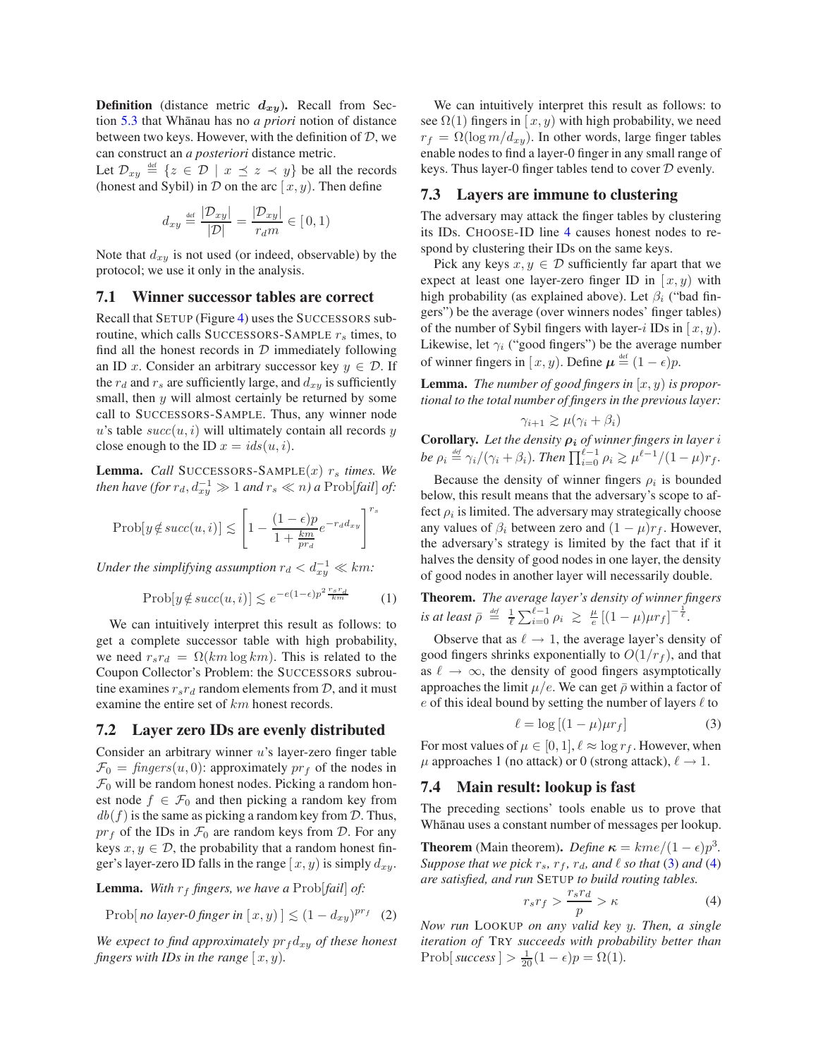**Definition** (distance metric $\boldsymbol{d_{xy}}$). Recall from Section 5.3 that Whānau has no *a priori* notion of distance between two keys. However, with the definition of $\mathcal{D}$, we can construct an *a posteriori* distance metric.

Let $\mathcal{D}_{xy} \stackrel{\text{def}}{=} \{z \in \mathcal{D} \mid x \preceq z \prec y\}$ be all the records (honest and Sybil) in $\mathcal{D}$ on the arc $[x, y)$. Then define

$$d_{xy} \stackrel{\text{def}}{=} \frac{|\mathcal{D}_{xy}|}{|\mathcal{D}|} = \frac{|\mathcal{D}_{xy}|}{r_d m} \in [0, 1)$$

Note that $d_{xy}$ is not used (or indeed, observable) by the protocol; we use it only in the analysis.

### 7.1 Winner successor tables are correct

Recall that SETUP (Figure 4) uses the SUCCESSORS subroutine, which calls SUCCESSORS-SAMPLE $r_s$ times, to find all the honest records in $\mathcal{D}$ immediately following an ID $x$. Consider an arbitrary successor key $y \in \mathcal{D}$. If the $r_d$ and $r_s$ are sufficiently large, and $d_{xy}$ is sufficiently small, then $y$ will almost certainly be returned by some call to SUCCESSORS-SAMPLE. Thus, any winner node $u$'s table $succ(u, i)$ will ultimately contain all records $y$ close enough to the ID $x = ids(u, i)$.

**Lemma.** *Call* SUCCESSORS-SAMPLE$(x)$ $r_s$ *times. We then have (for $r_d, d_{xy}^{-1} \gg 1$ and $r_s \ll n$) a* $\text{Prob}[\textit{fail}]$ *of:*

$$\text{Prob}[y \notin succ(u, i)] \lesssim \left[1 - \frac{(1-\epsilon)p}{1 + \frac{km}{pr_d}} e^{-r_d d_{xy}}\right]^{r_s}$$

*Under the simplifying assumption $r_d < d_{xy}^{-1} \ll km$:*

$$\text{Prob}[y \notin succ(u, i)] \lesssim e^{-e(1-\epsilon)p^2 \frac{r_s r_d}{km}} \quad (1)$$

We can intuitively interpret this result as follows: to get a complete successor table with high probability, we need $r_s r_d = \Omega(km \log km)$. This is related to the Coupon Collector's Problem: the SUCCESSORS subroutine examines $r_s r_d$ random elements from $\mathcal{D}$, and it must examine the entire set of $km$ honest records.

### 7.2 Layer zero IDs are evenly distributed

Consider an arbitrary winner $u$'s layer-zero finger table $\mathcal{F}_0 = \textit{fingers}(u, 0)$: approximately $pr_f$ of the nodes in $\mathcal{F}_0$ will be random honest nodes. Picking a random honest node $f \in \mathcal{F}_0$ and then picking a random key from $db(f)$ is the same as picking a random key from $\mathcal{D}$. Thus, $pr_f$ of the IDs in $\mathcal{F}_0$ are random keys from $\mathcal{D}$. For any keys $x, y \in \mathcal{D}$, the probability that a random honest finger's layer-zero ID falls in the range $[x, y)$ is simply $d_{xy}$.

**Lemma.** *With $r_f$ fingers, we have a* $\text{Prob}[\textit{fail}]$ *of:*

$$\text{Prob}[\,\textit{no layer-0 finger in } [x, y)\,] \lesssim (1 - d_{xy})^{pr_f} \quad (2)$$

*We expect to find approximately $pr_f d_{xy}$ of these honest fingers with IDs in the range $[x, y)$.*

We can intuitively interpret this result as follows: to see $\Omega(1)$ fingers in $[x, y)$ with high probability, we need $r_f = \Omega(\log m / d_{xy})$. In other words, large finger tables enable nodes to find a layer-0 finger in any small range of keys. Thus layer-0 finger tables tend to cover $\mathcal{D}$ evenly.

### 7.3 Layers are immune to clustering

The adversary may attack the finger tables by clustering its IDs. CHOOSE-ID line 4 causes honest nodes to respond by clustering their IDs on the same keys.

Pick any keys $x, y \in \mathcal{D}$ sufficiently far apart that we expect at least one layer-zero finger ID in $[x, y)$ with high probability (as explained above). Let $\beta_i$ ("bad fingers") be the average (over winners nodes' finger tables) of the number of Sybil fingers with layer-$i$ IDs in $[x, y)$. Likewise, let $\gamma_i$ ("good fingers") be the average number of winner fingers in $[x, y)$. Define $\boldsymbol{\mu} \stackrel{\text{def}}{=} (1 - \epsilon)p$.

**Lemma.** *The number of good fingers in $[x, y)$ is proportional to the total number of fingers in the previous layer:*

$$\gamma_{i+1} \gtrsim \mu(\gamma_i + \beta_i)$$

**Corollary.** *Let the density $\boldsymbol{\rho_i}$ of winner fingers in layer $i$ be $\rho_i \stackrel{\text{def}}{=} \gamma_i/(\gamma_i + \beta_i)$. Then $\prod_{i=0}^{\ell-1} \rho_i \gtrsim \mu^{\ell-1}/(1-\mu)r_f$.*

Because the density of winner fingers $\rho_i$ is bounded below, this result means that the adversary's scope to affect $\rho_i$ is limited. The adversary may strategically choose any values of $\beta_i$ between zero and $(1-\mu)r_f$. However, the adversary's strategy is limited by the fact that if it halves the density of good nodes in one layer, the density of good nodes in another layer will necessarily double.

**Theorem.** *The average layer's density of winner fingers is at least $\bar{\rho} \stackrel{\text{def}}{=} \frac{1}{\ell}\sum_{i=0}^{\ell-1} \rho_i \gtrsim \frac{\mu}{e}\left[(1-\mu)\mu r_f\right]^{-\frac{1}{\ell}}$.*

Observe that as $\ell \to 1$, the average layer's density of good fingers shrinks exponentially to $O(1/r_f)$, and that as $\ell \to \infty$, the density of good fingers asymptotically approaches the limit $\mu/e$. We can get $\bar{\rho}$ within a factor of $e$ of this ideal bound by setting the number of layers $\ell$ to

$$\ell = \log\left[(1-\mu)\mu r_f\right] \quad (3)$$

For most values of $\mu \in [0, 1]$, $\ell \approx \log r_f$. However, when $\mu$ approaches 1 (no attack) or 0 (strong attack), $\ell \to 1$.

### 7.4 Main result: lookup is fast

The preceding sections' tools enable us to prove that Whānau uses a constant number of messages per lookup.

**Theorem** (Main theorem). *Define $\boldsymbol{\kappa} = kme/(1-\epsilon)p^3$. Suppose that we pick $r_s$, $r_f$, $r_d$, and $\ell$ so that (3) and (4) are satisfied, and run* SETUP *to build routing tables.*

$$r_s r_f > \frac{r_s r_d}{p} > \kappa \quad (4)$$

*Now run* LOOKUP *on any valid key $y$. Then, a single iteration of* TRY *succeeds with probability better than* $\text{Prob}[\,\textit{success}\,] > \frac{1}{20}(1-\epsilon)p = \Omega(1)$.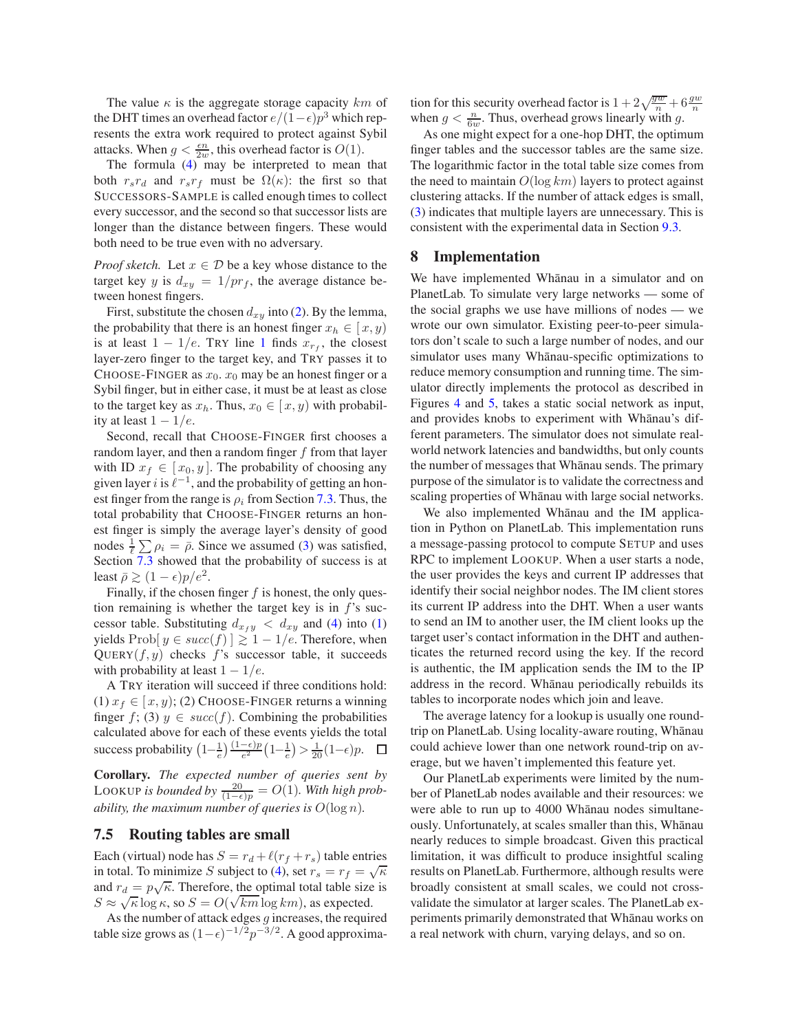The value $\kappa$ is the aggregate storage capacity $km$ of the DHT times an overhead factor $e/(1-\epsilon)p^3$ which represents the extra work required to protect against Sybil attacks. When $g < \frac{\epsilon n}{2w}$, this overhead factor is $O(1)$.

The formula (4) may be interpreted to mean that both $r_s r_d$ and $r_s r_f$ must be $\Omega(\kappa)$: the first so that SUCCESSORS-SAMPLE is called enough times to collect every successor, and the second so that successor lists are longer than the distance between fingers. These would both need to be true even with no adversary.

*Proof sketch.* Let $x \in \mathcal{D}$ be a key whose distance to the target key $y$ is $d_{xy} = 1/pr_f$, the average distance between honest fingers.

First, substitute the chosen $d_{xy}$ into (2). By the lemma, the probability that there is an honest finger $x_h \in [x, y)$ is at least $1 - 1/e$. TRY line 1 finds $x_{r_f}$, the closest layer-zero finger to the target key, and TRY passes it to CHOOSE-FINGER as $x_0$. $x_0$ may be an honest finger or a Sybil finger, but in either case, it must be at least as close to the target key as $x_h$. Thus, $x_0 \in [x, y)$ with probability at least $1 - 1/e$.

Second, recall that CHOOSE-FINGER first chooses a random layer, and then a random finger $f$ from that layer with ID $x_f \in [x_0, y]$. The probability of choosing any given layer $i$ is $\ell^{-1}$, and the probability of getting an honest finger from the range is $\rho_i$ from Section 7.3. Thus, the total probability that CHOOSE-FINGER returns an honest finger is simply the average layer's density of good nodes $\frac{1}{\ell}\sum \rho_i = \bar{\rho}$. Since we assumed (3) was satisfied, Section 7.3 showed that the probability of success is at least $\bar{\rho} \gtrsim (1-\epsilon)p/e^2$.

Finally, if the chosen finger $f$ is honest, the only question remaining is whether the target key is in $f$'s successor table. Substituting $d_{x_f y} < d_{xy}$ and (4) into (1) yields $\text{Prob}[\, y \in succ(f)\,] \gtrsim 1 - 1/e$. Therefore, when QUERY$(f, y)$ checks $f$'s successor table, it succeeds with probability at least $1 - 1/e$.

A TRY iteration will succeed if three conditions hold: (1) $x_f \in [x, y)$; (2) CHOOSE-FINGER returns a winning finger $f$; (3) $y \in succ(f)$. Combining the probabilities calculated above for each of these events yields the total success probability $\left(1-\frac{1}{e}\right)\frac{(1-\epsilon)p}{e^2}\left(1-\frac{1}{e}\right) > \frac{1}{20}(1-\epsilon)p$. $\square$

**Corollary.** *The expected number of queries sent by* LOOKUP *is bounded by* $\frac{20}{(1-\epsilon)p} = O(1)$. *With high probability, the maximum number of queries is* $O(\log n)$.

### 7.5 Routing tables are small

Each (virtual) node has $S = r_d + \ell(r_f + r_s)$ table entries in total. To minimize $S$ subject to (4), set $r_s = r_f = \sqrt{\kappa}$ and $r_d = p\sqrt{\kappa}$. Therefore, the optimal total table size is $S \approx \sqrt{\kappa}\log\kappa$, so $S = O(\sqrt{km}\log km)$, as expected.

As the number of attack edges $g$ increases, the required table size grows as $(1-\epsilon)^{-1/2}p^{-3/2}$. A good approximation for this security overhead factor is $1 + 2\sqrt{\frac{gw}{n}} + 6\frac{gw}{n}$ when $g < \frac{n}{6w}$. Thus, overhead grows linearly with $g$.

As one might expect for a one-hop DHT, the optimum finger tables and the successor tables are the same size. The logarithmic factor in the total table size comes from the need to maintain $O(\log km)$ layers to protect against clustering attacks. If the number of attack edges is small, (3) indicates that multiple layers are unnecessary. This is consistent with the experimental data in Section 9.3.

## 8 Implementation

We have implemented Whānau in a simulator and on PlanetLab. To simulate very large networks — some of the social graphs we use have millions of nodes — we wrote our own simulator. Existing peer-to-peer simulators don't scale to such a large number of nodes, and our simulator uses many Whānau-specific optimizations to reduce memory consumption and running time. The simulator directly implements the protocol as described in Figures 4 and 5, takes a static social network as input, and provides knobs to experiment with Whānau's different parameters. The simulator does not simulate real-world network latencies and bandwidths, but only counts the number of messages that Whānau sends. The primary purpose of the simulator is to validate the correctness and scaling properties of Whānau with large social networks.

We also implemented Whānau and the IM application in Python on PlanetLab. This implementation runs a message-passing protocol to compute SETUP and uses RPC to implement LOOKUP. When a user starts a node, the user provides the keys and current IP addresses that identify their social neighbor nodes. The IM client stores its current IP address into the DHT. When a user wants to send an IM to another user, the IM client looks up the target user's contact information in the DHT and authenticates the returned record using the key. If the record is authentic, the IM application sends the IM to the IP address in the record. Whānau periodically rebuilds its tables to incorporate nodes which join and leave.

The average latency for a lookup is usually one round-trip on PlanetLab. Using locality-aware routing, Whānau could achieve lower than one network round-trip on average, but we haven't implemented this feature yet.

Our PlanetLab experiments were limited by the number of PlanetLab nodes available and their resources: we were able to run up to 4000 Whānau nodes simultaneously. Unfortunately, at scales smaller than this, Whānau nearly reduces to simple broadcast. Given this practical limitation, it was difficult to produce insightful scaling results on PlanetLab. Furthermore, although results were broadly consistent at small scales, we could not cross-validate the simulator at larger scales. The PlanetLab experiments primarily demonstrated that Whānau works on a real network with churn, varying delays, and so on.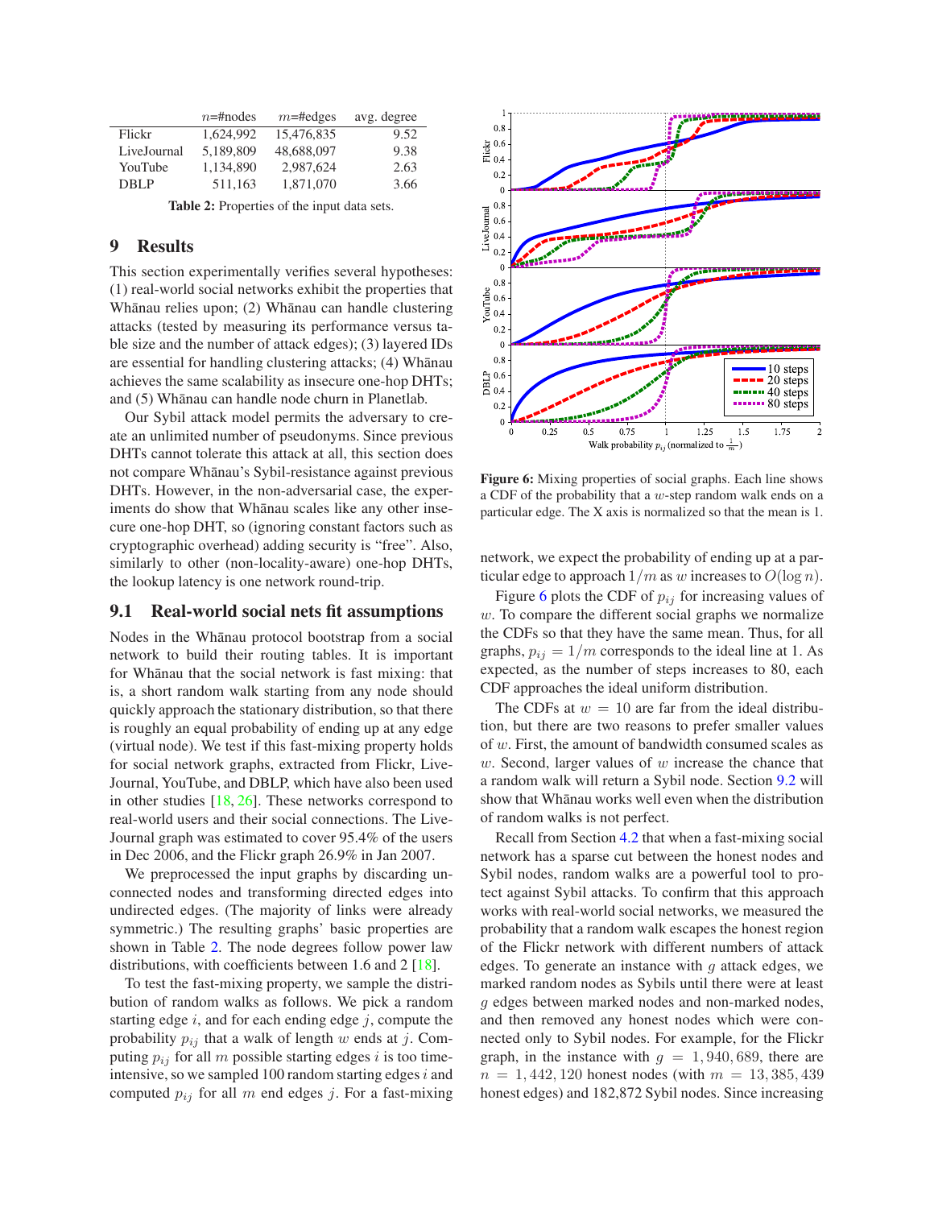| | $n$=#nodes | $m$=#edges | avg. degree |
|---|---|---|---|
| Flickr | 1,624,992 | 15,476,835 | 9.52 |
| LiveJournal | 5,189,809 | 48,688,097 | 9.38 |
| YouTube | 1,134,890 | 2,987,624 | 2.63 |
| DBLP | 511,163 | 1,871,070 | 3.66 |

**Table 2:** Properties of the input data sets.

## 9 Results

This section experimentally verifies several hypotheses: (1) real-world social networks exhibit the properties that Whānau relies upon; (2) Whānau can handle clustering attacks (tested by measuring its performance versus table size and the number of attack edges); (3) layered IDs are essential for handling clustering attacks; (4) Whānau achieves the same scalability as insecure one-hop DHTs; and (5) Whānau can handle node churn in Planetlab.

Our Sybil attack model permits the adversary to create an unlimited number of pseudonyms. Since previous DHTs cannot tolerate this attack at all, this section does not compare Whānau's Sybil-resistance against previous DHTs. However, in the non-adversarial case, the experiments do show that Whānau scales like any other insecure one-hop DHT, so (ignoring constant factors such as cryptographic overhead) adding security is "free". Also, similarly to other (non-locality-aware) one-hop DHTs, the lookup latency is one network round-trip.

### 9.1 Real-world social nets fit assumptions

Nodes in the Whānau protocol bootstrap from a social network to build their routing tables. It is important for Whānau that the social network is fast mixing: that is, a short random walk starting from any node should quickly approach the stationary distribution, so that there is roughly an equal probability of ending up at any edge (virtual node). We test if this fast-mixing property holds for social network graphs, extracted from Flickr, LiveJournal, YouTube, and DBLP, which have also been used in other studies [18, 26]. These networks correspond to real-world users and their social connections. The LiveJournal graph was estimated to cover 95.4% of the users in Dec 2006, and the Flickr graph 26.9% in Jan 2007.

We preprocessed the input graphs by discarding unconnected nodes and transforming directed edges into undirected edges. (The majority of links were already symmetric.) The resulting graphs' basic properties are shown in Table 2. The node degrees follow power law distributions, with coefficients between 1.6 and 2 [18].

To test the fast-mixing property, we sample the distribution of random walks as follows. We pick a random starting edge $i$, and for each ending edge $j$, compute the probability $p_{ij}$ that a walk of length $w$ ends at $j$. Computing $p_{ij}$ for all $m$ possible starting edges $i$ is too time-intensive, so we sampled 100 random starting edges $i$ and computed $p_{ij}$ for all $m$ end edges $j$. For a fast-mixing network, we expect the probability of ending up at a particular edge to approach $1/m$ as $w$ increases to $O(\log n)$.

**Figure 6:** Mixing properties of social graphs. Each line shows a CDF of the probability that a $w$-step random walk ends on a particular edge. The X axis is normalized so that the mean is 1.

Figure 6 plots the CDF of $p_{ij}$ for increasing values of $w$. To compare the different social graphs we normalize the CDFs so that they have the same mean. Thus, for all graphs, $p_{ij} = 1/m$ corresponds to the ideal line at 1. As expected, as the number of steps increases to 80, each CDF approaches the ideal uniform distribution.

The CDFs at $w = 10$ are far from the ideal distribution, but there are two reasons to prefer smaller values of $w$. First, the amount of bandwidth consumed scales as $w$. Second, larger values of $w$ increase the chance that a random walk will return a Sybil node. Section 9.2 will show that Whānau works well even when the distribution of random walks is not perfect.

Recall from Section 4.2 that when a fast-mixing social network has a sparse cut between the honest nodes and Sybil nodes, random walks are a powerful tool to protect against Sybil attacks. To confirm that this approach works with real-world social networks, we measured the probability that a random walk escapes the honest region of the Flickr network with different numbers of attack edges. To generate an instance with $g$ attack edges, we marked random nodes as Sybils until there were at least $g$ edges between marked nodes and non-marked nodes, and then removed any honest nodes which were connected only to Sybil nodes. For example, for the Flickr graph, in the instance with $g = 1,940,689$, there are $n = 1,442,120$ honest nodes (with $m = 13,385,439$ honest edges) and 182,872 Sybil nodes. Since increasing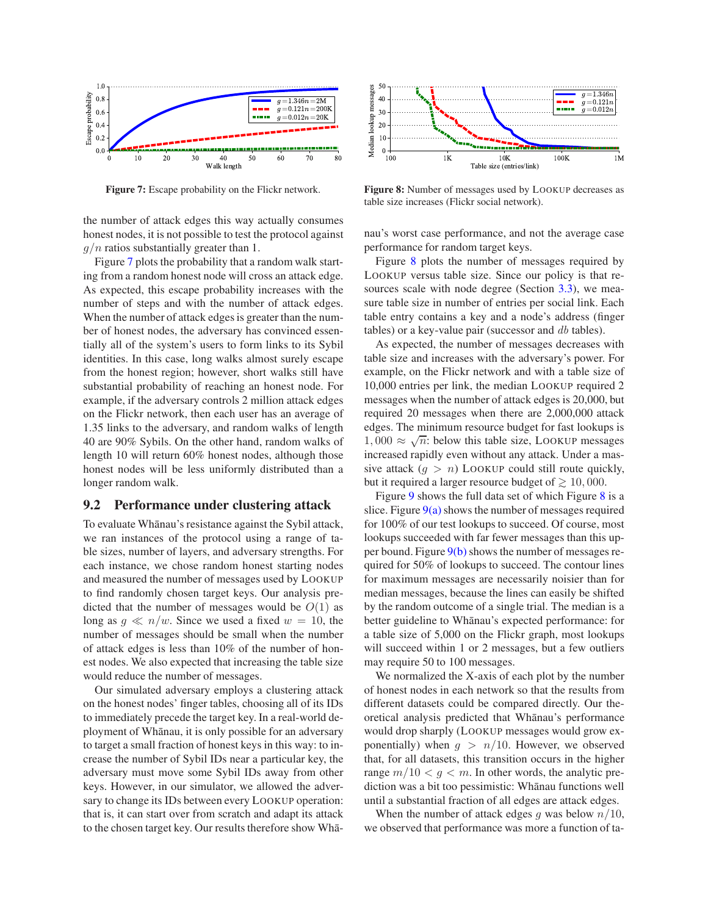Figure 7: Escape probability on the Flickr network.

Figure 8: Number of messages used by LOOKUP decreases as table size increases (Flickr social network).

the number of attack edges this way actually consumes honest nodes, it is not possible to test the protocol against $g/n$ ratios substantially greater than 1.

Figure 7 plots the probability that a random walk starting from a random honest node will cross an attack edge. As expected, this escape probability increases with the number of steps and with the number of attack edges. When the number of attack edges is greater than the number of honest nodes, the adversary has convinced essentially all of the system's users to form links to its Sybil identities. In this case, long walks almost surely escape from the honest region; however, short walks still have substantial probability of reaching an honest node. For example, if the adversary controls 2 million attack edges on the Flickr network, then each user has an average of 1.35 links to the adversary, and random walks of length 40 are 90% Sybils. On the other hand, random walks of length 10 will return 60% honest nodes, although those honest nodes will be less uniformly distributed than a longer random walk.

## 9.2 Performance under clustering attack

To evaluate Whānau's resistance against the Sybil attack, we ran instances of the protocol using a range of table sizes, number of layers, and adversary strengths. For each instance, we chose random starting nodes and measured the number of messages used by LOOKUP to find randomly chosen target keys. Our analysis predicted that the number of messages would be $O(1)$ as long as $g \ll n/w$. Since we used a fixed $w = 10$, the number of messages should be small when the number of attack edges is less than 10% of the number of honest nodes. We also expected that increasing the table size would reduce the number of messages.

Our simulated adversary employs a clustering attack on the honest nodes' finger tables, choosing all of its IDs to immediately precede the target key. In a real-world deployment of Whānau, it is only possible for an adversary to target a small fraction of honest keys in this way: to increase the number of Sybil IDs near a particular key, the adversary must move some Sybil IDs away from other keys. However, in our simulator, we allowed the adversary to change its IDs between every LOOKUP operation: that is, it can start over from scratch and adapt its attack to the chosen target key. Our results therefore show Whānau's worst case performance, and not the average case performance for random target keys.

Figure 8 plots the number of messages required by LOOKUP versus table size. Since our policy is that resources scale with node degree (Section 3.3), we measure table size in number of entries per social link. Each table entry contains a key and a node's address (finger tables) or a key-value pair (successor and *db* tables).

As expected, the number of messages decreases with table size and increases with the adversary's power. For example, on the Flickr network and with a table size of 10,000 entries per link, the median LOOKUP required 2 messages when the number of attack edges is 20,000, but required 20 messages when there are 2,000,000 attack edges. The minimum resource budget for fast lookups is $1,000 \approx \sqrt{n}$: below this table size, LOOKUP messages increased rapidly even without any attack. Under a massive attack ($g > n$) LOOKUP could still route quickly, but it required a larger resource budget of $\gtrsim 10,000$.

Figure 9 shows the full data set of which Figure 8 is a slice. Figure 9(a) shows the number of messages required for 100% of our test lookups to succeed. Of course, most lookups succeeded with far fewer messages than this upper bound. Figure 9(b) shows the number of messages required for 50% of lookups to succeed. The contour lines for maximum messages are necessarily noisier than for median messages, because the lines can easily be shifted by the random outcome of a single trial. The median is a better guideline to Whānau's expected performance: for a table size of 5,000 on the Flickr graph, most lookups will succeed within 1 or 2 messages, but a few outliers may require 50 to 100 messages.

We normalized the X-axis of each plot by the number of honest nodes in each network so that the results from different datasets could be compared directly. Our theoretical analysis predicted that Whānau's performance would drop sharply (LOOKUP messages would grow exponentially) when $g > n/10$. However, we observed that, for all datasets, this transition occurs in the higher range $m/10 < g < m$. In other words, the analytic prediction was a bit too pessimistic: Whānau functions well until a substantial fraction of all edges are attack edges.

When the number of attack edges $g$ was below $n/10$, we observed that performance was more a function of ta-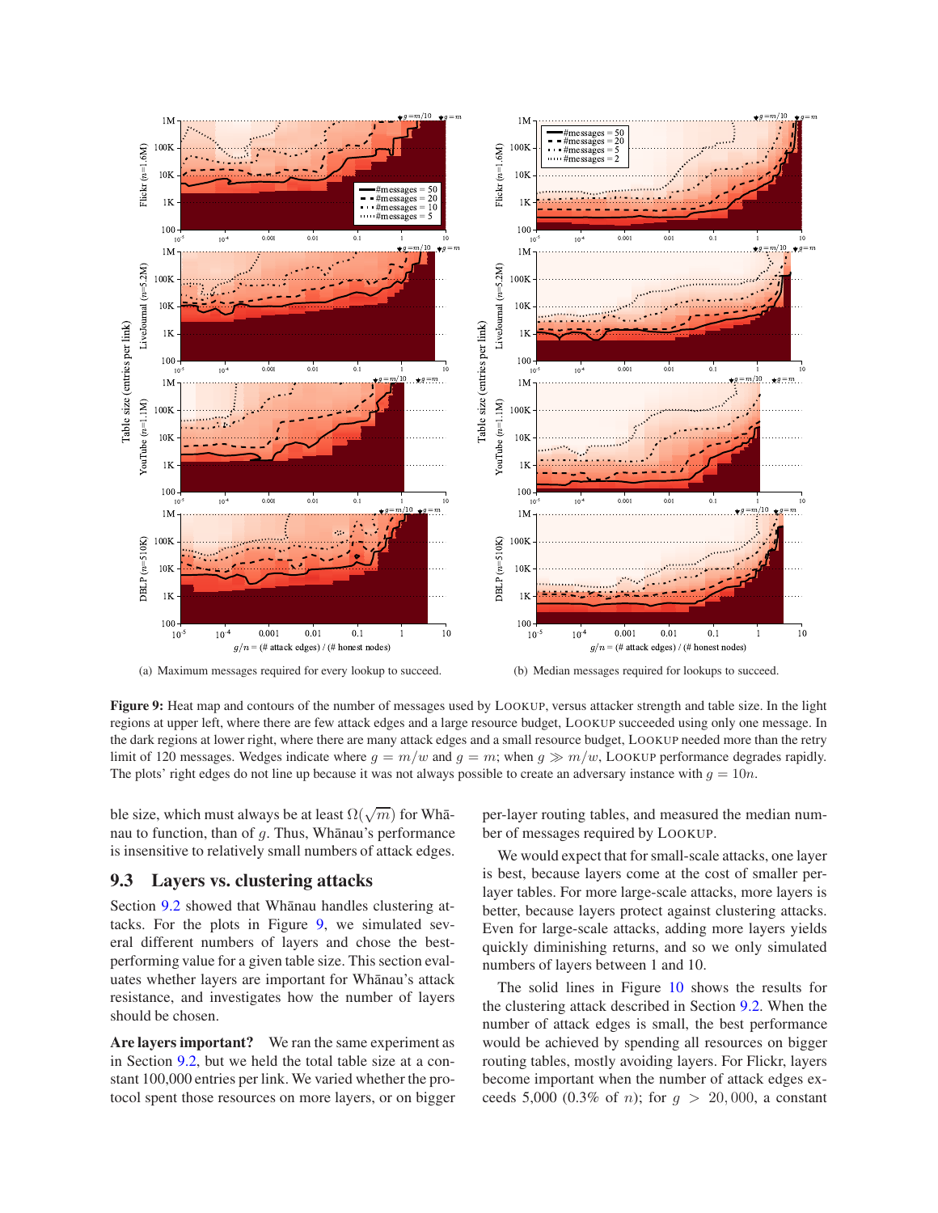(a) Maximum messages required for every lookup to succeed.

(b) Median messages required for lookups to succeed.

**Figure 9:** Heat map and contours of the number of messages used by LOOKUP, versus attacker strength and table size. In the light regions at upper left, where there are few attack edges and a large resource budget, LOOKUP succeeded using only one message. In the dark regions at lower right, where there are many attack edges and a small resource budget, LOOKUP needed more than the retry limit of 120 messages. Wedges indicate where $g = m/w$ and $g = m$; when $g \gg m/w$, LOOKUP performance degrades rapidly. The plots' right edges do not line up because it was not always possible to create an adversary instance with $g = 10n$.

ble size, which must always be at least $\Omega(\sqrt{m})$ for Whānau to function, than of $g$. Thus, Whānau's performance is insensitive to relatively small numbers of attack edges.

### 9.3 Layers vs. clustering attacks

Section 9.2 showed that Whānau handles clustering attacks. For the plots in Figure 9, we simulated several different numbers of layers and chose the best-performing value for a given table size. This section evaluates whether layers are important for Whānau's attack resistance, and investigates how the number of layers should be chosen.

**Are layers important?** We ran the same experiment as in Section 9.2, but we held the total table size at a constant 100,000 entries per link. We varied whether the protocol spent those resources on more layers, or on bigger per-layer routing tables, and measured the median number of messages required by LOOKUP.

We would expect that for small-scale attacks, one layer is best, because layers come at the cost of smaller per-layer tables. For more large-scale attacks, more layers is better, because layers protect against clustering attacks. Even for large-scale attacks, adding more layers yields quickly diminishing returns, and so we only simulated numbers of layers between 1 and 10.

The solid lines in Figure 10 shows the results for the clustering attack described in Section 9.2. When the number of attack edges is small, the best performance would be achieved by spending all resources on bigger routing tables, mostly avoiding layers. For Flickr, layers become important when the number of attack edges exceeds 5,000 (0.3% of $n$); for $g > 20,000$, a constant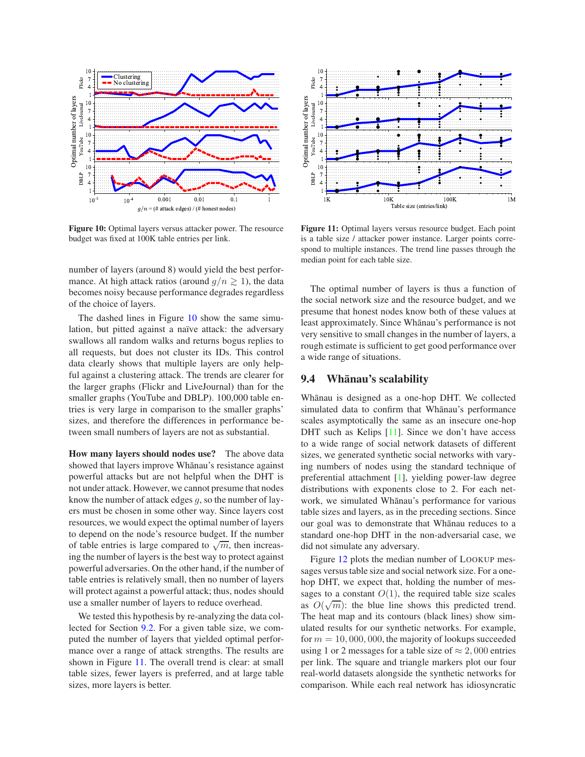Figure 10: Optimal layers versus attacker power. The resource budget was fixed at 100K table entries per link.

Figure 11: Optimal layers versus resource budget. Each point is a table size / attacker power instance. Larger points correspond to multiple instances. The trend line passes through the median point for each table size.

number of layers (around 8) would yield the best performance. At high attack ratios (around $g/n \gtrsim 1$), the data becomes noisy because performance degrades regardless of the choice of layers.

The dashed lines in Figure 10 show the same simulation, but pitted against a naïve attack: the adversary swallows all random walks and returns bogus replies to all requests, but does not cluster its IDs. This control data clearly shows that multiple layers are only helpful against a clustering attack. The trends are clearer for the larger graphs (Flickr and LiveJournal) than for the smaller graphs (YouTube and DBLP). 100,000 table entries is very large in comparison to the smaller graphs' sizes, and therefore the differences in performance between small numbers of layers are not as substantial.

**How many layers should nodes use?** The above data showed that layers improve Whānau's resistance against powerful attacks but are not helpful when the DHT is not under attack. However, we cannot presume that nodes know the number of attack edges $g$, so the number of layers must be chosen in some other way. Since layers cost resources, we would expect the optimal number of layers to depend on the node's resource budget. If the number of table entries is large compared to $\sqrt{m}$, then increasing the number of layers is the best way to protect against powerful adversaries. On the other hand, if the number of table entries is relatively small, then no number of layers will protect against a powerful attack; thus, nodes should use a smaller number of layers to reduce overhead.

We tested this hypothesis by re-analyzing the data collected for Section 9.2. For a given table size, we computed the number of layers that yielded optimal performance over a range of attack strengths. The results are shown in Figure 11. The overall trend is clear: at small table sizes, fewer layers is preferred, and at large table sizes, more layers is better.

The optimal number of layers is thus a function of the social network size and the resource budget, and we presume that honest nodes know both of these values at least approximately. Since Whānau's performance is not very sensitive to small changes in the number of layers, a rough estimate is sufficient to get good performance over a wide range of situations.

## 9.4 Whānau's scalability

Whānau is designed as a one-hop DHT. We collected simulated data to confirm that Whānau's performance scales asymptotically the same as an insecure one-hop DHT such as Kelips [11]. Since we don't have access to a wide range of social network datasets of different sizes, we generated synthetic social networks with varying numbers of nodes using the standard technique of preferential attachment [1], yielding power-law degree distributions with exponents close to 2. For each network, we simulated Whānau's performance for various table sizes and layers, as in the preceding sections. Since our goal was to demonstrate that Whānau reduces to a standard one-hop DHT in the non-adversarial case, we did not simulate any adversary.

Figure 12 plots the median number of LOOKUP messages versus table size and social network size. For a one-hop DHT, we expect that, holding the number of messages to a constant $O(1)$, the required table size scales as $O(\sqrt{m})$: the blue line shows this predicted trend. The heat map and its contours (black lines) show simulated results for our synthetic networks. For example, for $m = 10,000,000$, the majority of lookups succeeded using 1 or 2 messages for a table size of $\approx 2,000$ entries per link. The square and triangle markers plot our four real-world datasets alongside the synthetic networks for comparison. While each real network has idiosyncratic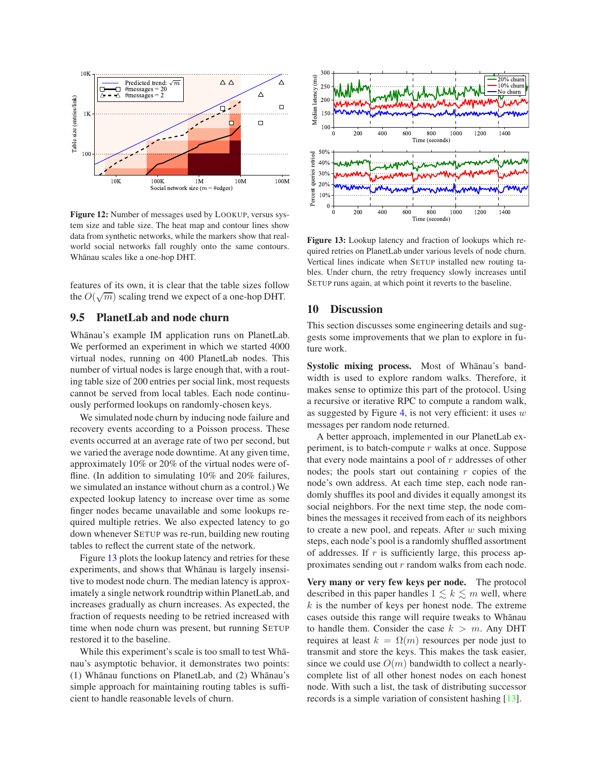**Figure 12:** Number of messages used by LOOKUP, versus system size and table size. The heat map and contour lines show data from synthetic networks, while the markers show that real-world social networks fall roughly onto the same contours. Whānau scales like a one-hop DHT.

features of its own, it is clear that the table sizes follow the $O(\sqrt{m})$ scaling trend we expect of a one-hop DHT.

## 9.5 PlanetLab and node churn

Whānau's example IM application runs on PlanetLab. We performed an experiment in which we started 4000 virtual nodes, running on 400 PlanetLab nodes. This number of virtual nodes is large enough that, with a routing table size of 200 entries per social link, most requests cannot be served from local tables. Each node continuously performed lookups on randomly-chosen keys.

We simulated node churn by inducing node failure and recovery events according to a Poisson process. These events occurred at an average rate of two per second, but we varied the average node downtime. At any given time, approximately 10% or 20% of the virtual nodes were offline. (In addition to simulating 10% and 20% failures, we simulated an instance without churn as a control.) We expected lookup latency to increase over time as some finger nodes became unavailable and some lookups required multiple retries. We also expected latency to go down whenever SETUP was re-run, building new routing tables to reflect the current state of the network.

Figure 13 plots the lookup latency and retries for these experiments, and shows that Whānau is largely insensitive to modest node churn. The median latency is approximately a single network roundtrip within PlanetLab, and increases gradually as churn increases. As expected, the fraction of requests needing to be retried increased with time when node churn was present, but running SETUP restored it to the baseline.

While this experiment's scale is too small to test Whānau's asymptotic behavior, it demonstrates two points: (1) Whānau functions on PlanetLab, and (2) Whānau's simple approach for maintaining routing tables is sufficient to handle reasonable levels of churn.

**Figure 13:** Lookup latency and fraction of lookups which required retries on PlanetLab under various levels of node churn. Vertical lines indicate when SETUP installed new routing tables. Under churn, the retry frequency slowly increases until SETUP runs again, at which point it reverts to the baseline.

# 10 Discussion

This section discusses some engineering details and suggests some improvements that we plan to explore in future work.

**Systolic mixing process.** Most of Whānau's bandwidth is used to explore random walks. Therefore, it makes sense to optimize this part of the protocol. Using a recursive or iterative RPC to compute a random walk, as suggested by Figure 4, is not very efficient: it uses $w$ messages per random node returned.

A better approach, implemented in our PlanetLab experiment, is to batch-compute $r$ walks at once. Suppose that every node maintains a pool of $r$ addresses of other nodes; the pools start out containing $r$ copies of the node's own address. At each time step, each node randomly shuffles its pool and divides it equally amongst its social neighbors. For the next time step, the node combines the messages it received from each of its neighbors to create a new pool, and repeats. After $w$ such mixing steps, each node's pool is a randomly shuffled assortment of addresses. If $r$ is sufficiently large, this process approximates sending out $r$ random walks from each node.

**Very many or very few keys per node.** The protocol described in this paper handles $1 \lesssim k \lesssim m$ well, where $k$ is the number of keys per honest node. The extreme cases outside this range will require tweaks to Whānau to handle them. Consider the case $k > m$. Any DHT requires at least $k = \Omega(m)$ resources per node just to transmit and store the keys. This makes the task easier, since we could use $O(m)$ bandwidth to collect a nearly-complete list of all other honest nodes on each honest node. With such a list, the task of distributing successor records is a simple variation of consistent hashing [13].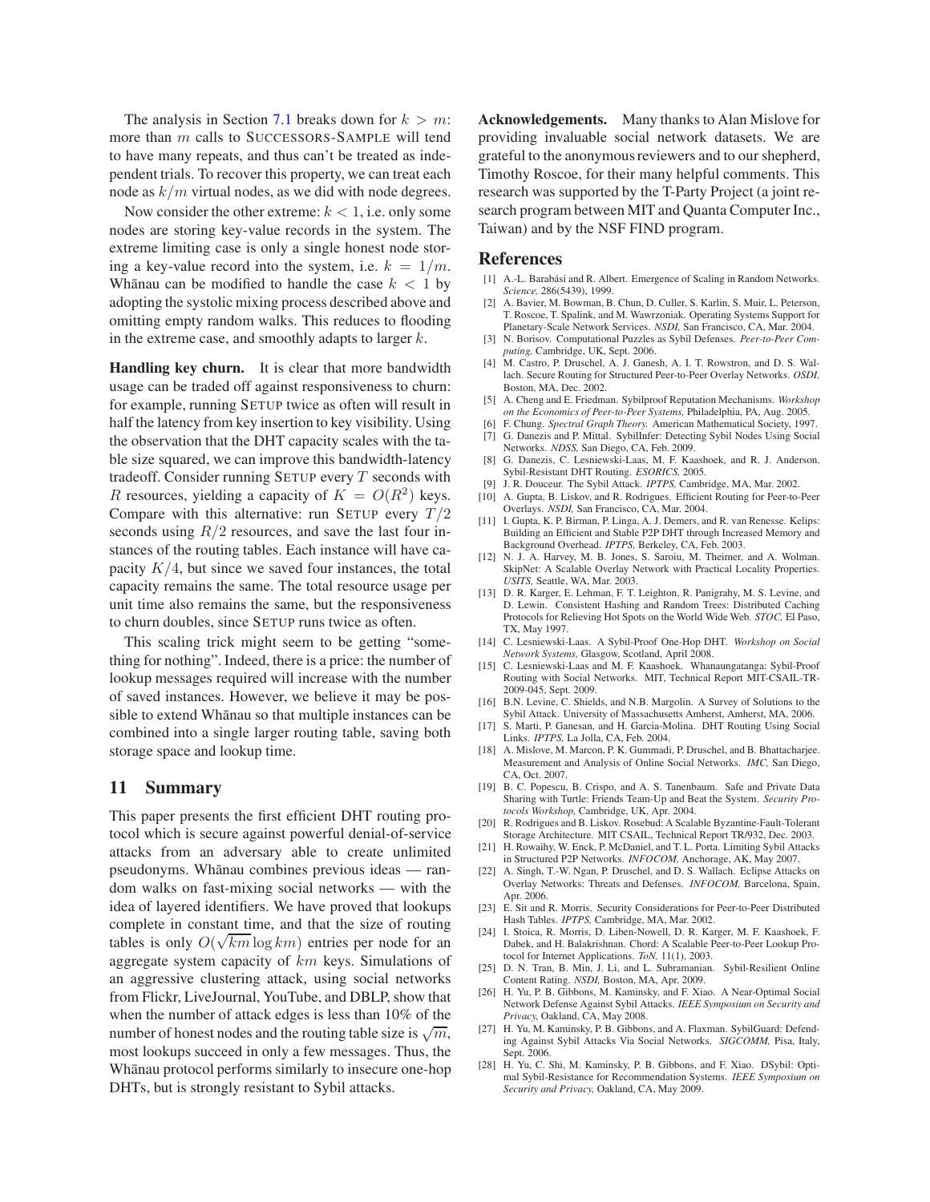The analysis in Section 7.1 breaks down for $k > m$: more than $m$ calls to SUCCESSORS-SAMPLE will tend to have many repeats, and thus can't be treated as independent trials. To recover this property, we can treat each node as $k/m$ virtual nodes, as we did with node degrees.

Now consider the other extreme: $k < 1$, i.e. only some nodes are storing key-value records in the system. The extreme limiting case is only a single honest node storing a key-value record into the system, i.e. $k = 1/m$. Whānau can be modified to handle the case $k < 1$ by adopting the systolic mixing process described above and omitting empty random walks. This reduces to flooding in the extreme case, and smoothly adapts to larger $k$.

**Handling key churn.** It is clear that more bandwidth usage can be traded off against responsiveness to churn: for example, running SETUP twice as often will result in half the latency from key insertion to key visibility. Using the observation that the DHT capacity scales with the table size squared, we can improve this bandwidth-latency tradeoff. Consider running SETUP every $T$ seconds with $R$ resources, yielding a capacity of $K = O(R^2)$ keys. Compare with this alternative: run SETUP every $T/2$ seconds using $R/2$ resources, and save the last four instances of the routing tables. Each instance will have capacity $K/4$, but since we saved four instances, the total capacity remains the same. The total resource usage per unit time also remains the same, but the responsiveness to churn doubles, since SETUP runs twice as often.

This scaling trick might seem to be getting "something for nothing". Indeed, there is a price: the number of lookup messages required will increase with the number of saved instances. However, we believe it may be possible to extend Whānau so that multiple instances can be combined into a single larger routing table, saving both storage space and lookup time.

## 11 Summary

This paper presents the first efficient DHT routing protocol which is secure against powerful denial-of-service attacks from an adversary able to create unlimited pseudonyms. Whānau combines previous ideas — random walks on fast-mixing social networks — with the idea of layered identifiers. We have proved that lookups complete in constant time, and that the size of routing tables is only $O(\sqrt{km} \log km)$ entries per node for an aggregate system capacity of $km$ keys. Simulations of an aggressive clustering attack, using social networks from Flickr, LiveJournal, YouTube, and DBLP, show that when the number of attack edges is less than 10% of the number of honest nodes and the routing table size is $\sqrt{m}$, most lookups succeed in only a few messages. Thus, the Whānau protocol performs similarly to insecure one-hop DHTs, but is strongly resistant to Sybil attacks.

**Acknowledgements.** Many thanks to Alan Mislove for providing invaluable social network datasets. We are grateful to the anonymous reviewers and to our shepherd, Timothy Roscoe, for their many helpful comments. This research was supported by the T-Party Project (a joint research program between MIT and Quanta Computer Inc., Taiwan) and by the NSF FIND program.

## References

[1] A.-L. Barabási and R. Albert. Emergence of Scaling in Random Networks. *Science,* 286(5439), 1999.

[2] A. Bavier, M. Bowman, B. Chun, D. Culler, S. Karlin, S. Muir, L. Peterson, T. Roscoe, T. Spalink, and M. Wawrzoniak. Operating Systems Support for Planetary-Scale Network Services. *NSDI,* San Francisco, CA, Mar. 2004.

[3] N. Borisov. Computational Puzzles as Sybil Defenses. *Peer-to-Peer Computing,* Cambridge, UK, Sept. 2006.

[4] M. Castro, P. Druschel, A. J. Ganesh, A. I. T. Rowstron, and D. S. Wallach. Secure Routing for Structured Peer-to-Peer Overlay Networks. *OSDI,* Boston, MA, Dec. 2002.

[5] A. Cheng and E. Friedman. Sybilproof Reputation Mechanisms. *Workshop on the Economics of Peer-to-Peer Systems,* Philadelphia, PA, Aug. 2005.

[6] F. Chung. *Spectral Graph Theory.* American Mathematical Society, 1997.

[7] G. Danezis and P. Mittal. SybilInfer: Detecting Sybil Nodes Using Social Networks. *NDSS,* San Diego, CA, Feb. 2009.

[8] G. Danezis, C. Lesniewski-Laas, M. F. Kaashoek, and R. J. Anderson. Sybil-Resistant DHT Routing. *ESORICS,* 2005.

[9] J. R. Douceur. The Sybil Attack. *IPTPS,* Cambridge, MA, Mar. 2002.

[10] A. Gupta, B. Liskov, and R. Rodrigues. Efficient Routing for Peer-to-Peer Overlays. *NSDI,* San Francisco, CA, Mar. 2004.

[11] I. Gupta, K. P. Birman, P. Linga, A. J. Demers, and R. van Renesse. Kelips: Building an Efficient and Stable P2P DHT through Increased Memory and Background Overhead. *IPTPS,* Berkeley, CA, Feb. 2003.

[12] N. J. A. Harvey, M. B. Jones, S. Saroiu, M. Theimer, and A. Wolman. SkipNet: A Scalable Overlay Network with Practical Locality Properties. *USITS,* Seattle, WA, Mar. 2003.

[13] D. R. Karger, E. Lehman, F. T. Leighton, R. Panigrahy, M. S. Levine, and D. Lewin. Consistent Hashing and Random Trees: Distributed Caching Protocols for Relieving Hot Spots on the World Wide Web. *STOC,* El Paso, TX, May 1997.

[14] C. Lesniewski-Laas. A Sybil-Proof One-Hop DHT. *Workshop on Social Network Systems,* Glasgow, Scotland, April 2008.

[15] C. Lesniewski-Laas and M. F. Kaashoek. Whanaungatanga: Sybil-Proof Routing with Social Networks. MIT, Technical Report MIT-CSAIL-TR-2009-045, Sept. 2009.

[16] B.N. Levine, C. Shields, and N.B. Margolin. A Survey of Solutions to the Sybil Attack. University of Massachusetts Amherst, Amherst, MA, 2006.

[17] S. Marti, P. Ganesan, and H. Garcia-Molina. DHT Routing Using Social Links. *IPTPS,* La Jolla, CA, Feb. 2004.

[18] A. Mislove, M. Marcon, P. K. Gummadi, P. Druschel, and B. Bhattacharjee. Measurement and Analysis of Online Social Networks. *IMC,* San Diego, CA, Oct. 2007.

[19] B. C. Popescu, B. Crispo, and A. S. Tanenbaum. Safe and Private Data Sharing with Turtle: Friends Team-Up and Beat the System. *Security Protocols Workshop,* Cambridge, UK, Apr. 2004.

[20] R. Rodrigues and B. Liskov. Rosebud: A Scalable Byzantine-Fault-Tolerant Storage Architecture. MIT CSAIL, Technical Report TR/932, Dec. 2003.

[21] H. Rowaihy, W. Enck, P. McDaniel, and T. L. Porta. Limiting Sybil Attacks in Structured P2P Networks. *INFOCOM,* Anchorage, AK, May 2007.

[22] A. Singh, T.-W. Ngan, P. Druschel, and D. S. Wallach. Eclipse Attacks on Overlay Networks: Threats and Defenses. *INFOCOM,* Barcelona, Spain, Apr. 2006.

[23] E. Sit and R. Morris. Security Considerations for Peer-to-Peer Distributed Hash Tables. *IPTPS,* Cambridge, MA, Mar. 2002.

[24] I. Stoica, R. Morris, D. Liben-Nowell, D. R. Karger, M. F. Kaashoek, F. Dabek, and H. Balakrishnan. Chord: A Scalable Peer-to-Peer Lookup Protocol for Internet Applications. *ToN,* 11(1), 2003.

[25] D. N. Tran, B. Min, J. Li, and L. Subramanian. Sybil-Resilient Online Content Rating. *NSDI,* Boston, MA, Apr. 2009.

[26] H. Yu, P. B. Gibbons, M. Kaminsky, and F. Xiao. A Near-Optimal Social Network Defense Against Sybil Attacks. *IEEE Symposium on Security and Privacy,* Oakland, CA, May 2008.

[27] H. Yu, M. Kaminsky, P. B. Gibbons, and A. Flaxman. SybilGuard: Defending Against Sybil Attacks Via Social Networks. *SIGCOMM,* Pisa, Italy, Sept. 2006.

[28] H. Yu, C. Shi, M. Kaminsky, P. B. Gibbons, and F. Xiao. DSybil: Optimal Sybil-Resistance for Recommendation Systems. *IEEE Symposium on Security and Privacy,* Oakland, CA, May 2009.